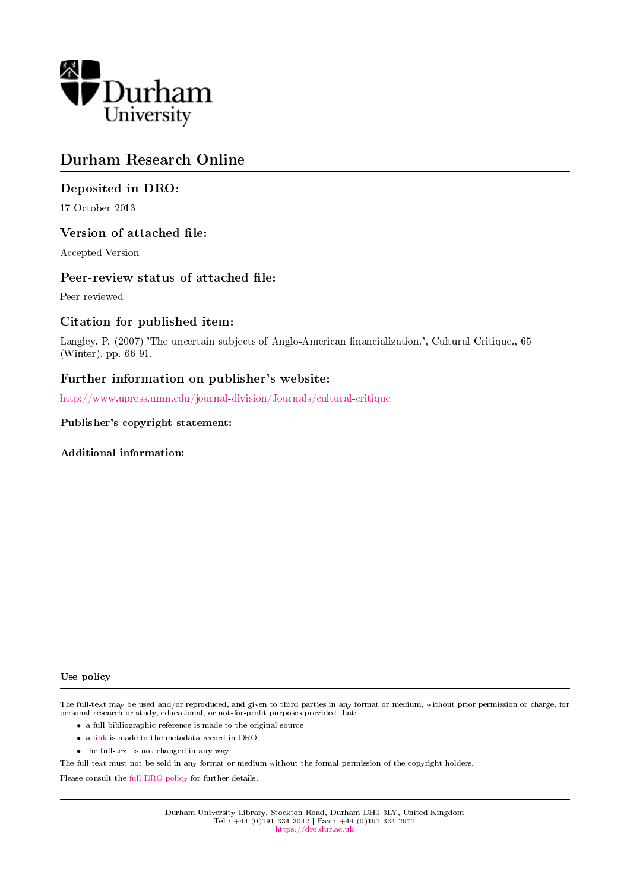Durham University

# Durham Research Online

## Deposited in DRO:

17 October 2013

## Version of attached file:

Accepted Version

## Peer-review status of attached file:

Peer-reviewed

## Citation for published item:

Langley, P. (2007) 'The uncertain subjects of Anglo-American financialization.', Cultural Critique., 65 (Winter). pp. 66-91.

## Further information on publisher's website:

http://www.upress.umn.edu/journal-division/Journals/cultural-critique

### Publisher's copyright statement:

### Additional information:

### Use policy

The full-text may be used and/or reproduced, and given to third parties in any format or medium, without prior permission or charge, for personal research or study, educational, or not-for-profit purposes provided that:

- a full bibliographic reference is made to the original source
- a link is made to the metadata record in DRO
- the full-text is not changed in any way

The full-text must not be sold in any format or medium without the formal permission of the copyright holders.

Please consult the full DRO policy for further details.

Durham University Library, Stockton Road, Durham DH1 3LY, United Kingdom
Tel : +44 (0)191 334 3042 | Fax : +44 (0)191 334 2971
https://dro.dur.ac.uk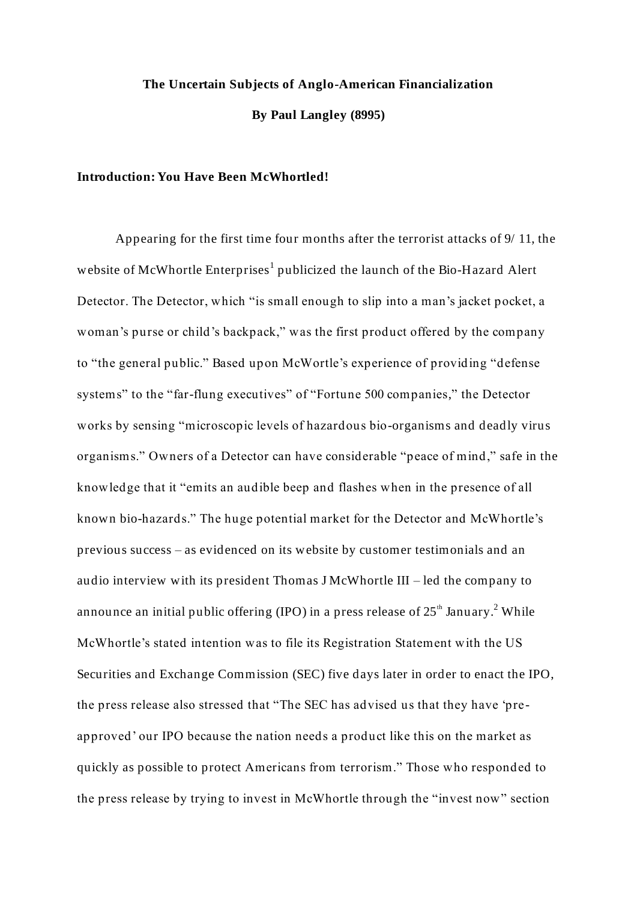**The Uncertain Subjects of Anglo-American Financialization**

**By Paul Langley (8995)**

**Introduction: You Have Been McWhortled!**

Appearing for the first time four months after the terrorist attacks of 9/ 11, the website of McWhortle Enterprises[1] publicized the launch of the Bio-Hazard Alert Detector. The Detector, which "is small enough to slip into a man's jacket pocket, a woman's purse or child's backpack," was the first product offered by the company to "the general public." Based upon McWortle's experience of providing "defense systems" to the "far-flung executives" of "Fortune 500 companies," the Detector works by sensing "microscopic levels of hazardous bio-organisms and deadly virus organisms." Owners of a Detector can have considerable "peace of mind," safe in the knowledge that it "emits an audible beep and flashes when in the presence of all known bio-hazards." The huge potential market for the Detector and McWhortle's previous success – as evidenced on its website by customer testimonials and an audio interview with its president Thomas J McWhortle III – led the company to announce an initial public offering (IPO) in a press release of 25th January.[2] While McWhortle's stated intention was to file its Registration Statement with the US Securities and Exchange Commission (SEC) five days later in order to enact the IPO, the press release also stressed that "The SEC has advised us that they have 'pre-approved' our IPO because the nation needs a product like this on the market as quickly as possible to protect Americans from terrorism." Those who responded to the press release by trying to invest in McWhortle through the "invest now" section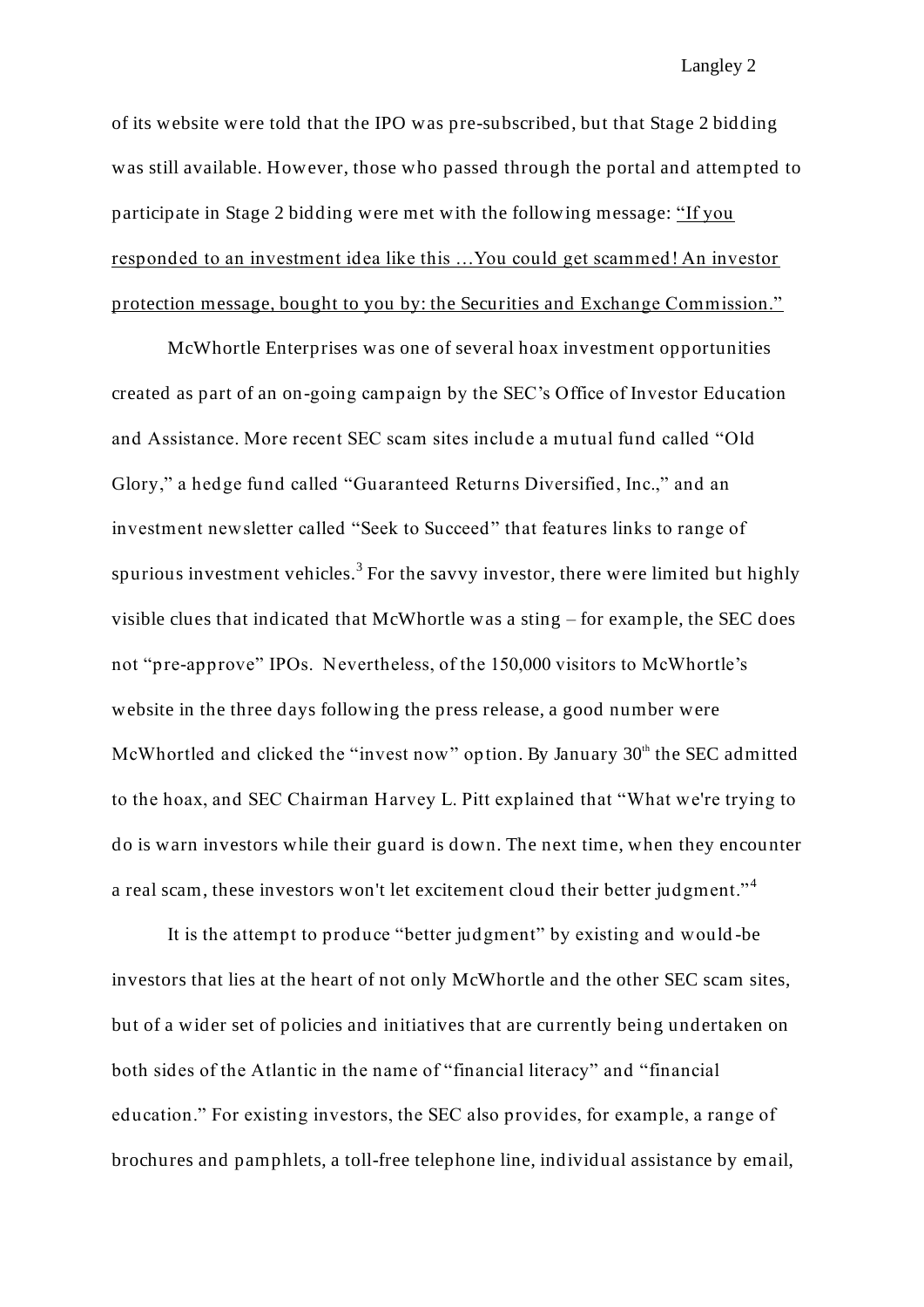of its website were told that the IPO was pre-subscribed, but that Stage 2 bidding was still available. However, those who passed through the portal and attempted to participate in Stage 2 bidding were met with the following message: <u>"If you responded to an investment idea like this …You could get scammed! An investor protection message, bought to you by: the Securities and Exchange Commission."</u>

McWhortle Enterprises was one of several hoax investment opportunities created as part of an on-going campaign by the SEC's Office of Investor Education and Assistance. More recent SEC scam sites include a mutual fund called "Old Glory," a hedge fund called "Guaranteed Returns Diversified, Inc.," and an investment newsletter called "Seek to Succeed" that features links to range of spurious investment vehicles.[3] For the savvy investor, there were limited but highly visible clues that indicated that McWhortle was a sting – for example, the SEC does not "pre-approve" IPOs. Nevertheless, of the 150,000 visitors to McWhortle's website in the three days following the press release, a good number were McWhortled and clicked the "invest now" option. By January 30th the SEC admitted to the hoax, and SEC Chairman Harvey L. Pitt explained that "What we're trying to do is warn investors while their guard is down. The next time, when they encounter a real scam, these investors won't let excitement cloud their better judgment."[4]

It is the attempt to produce "better judgment" by existing and would-be investors that lies at the heart of not only McWhortle and the other SEC scam sites, but of a wider set of policies and initiatives that are currently being undertaken on both sides of the Atlantic in the name of "financial literacy" and "financial education." For existing investors, the SEC also provides, for example, a range of brochures and pamphlets, a toll-free telephone line, individual assistance by email,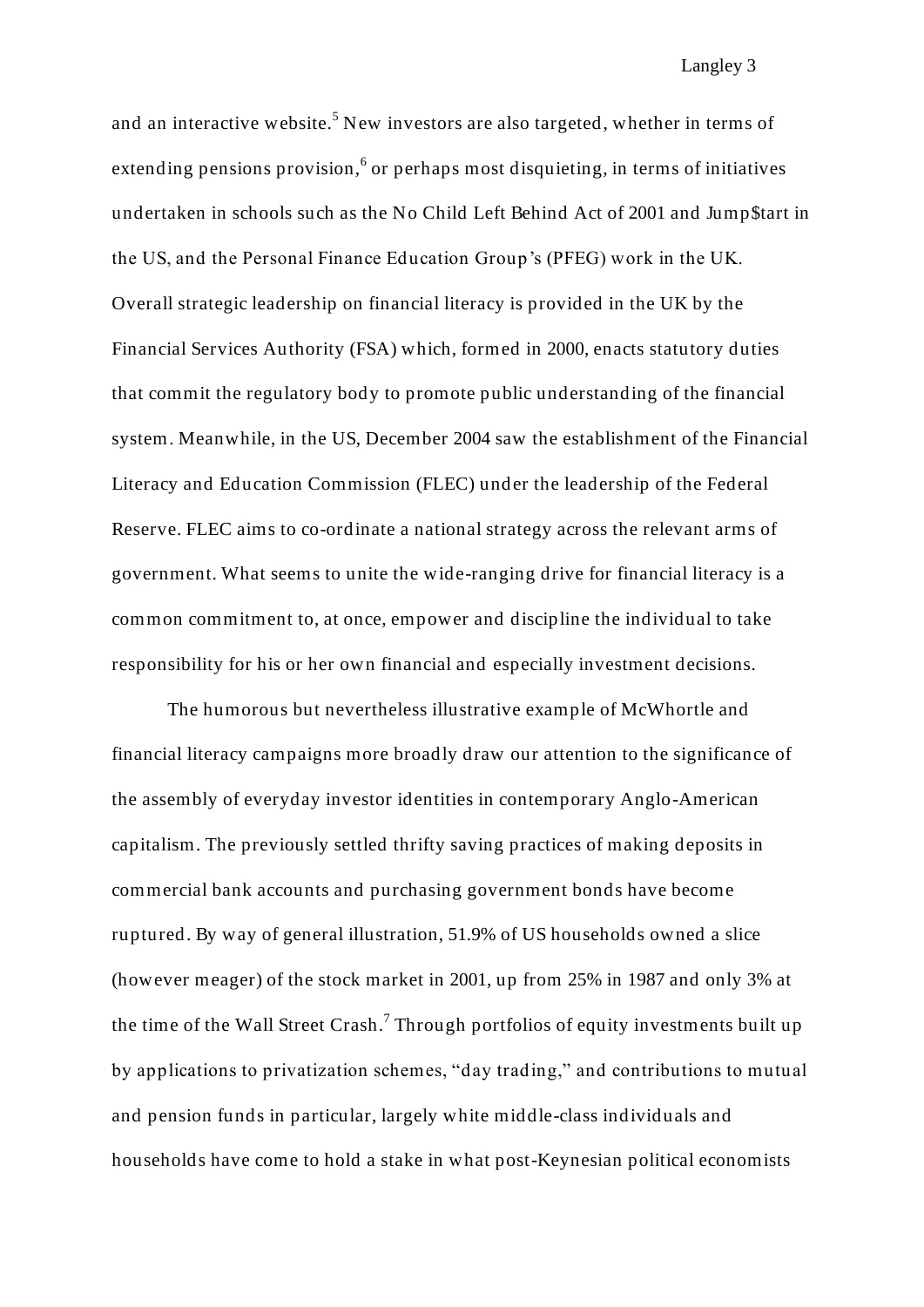and an interactive website.[5] New investors are also targeted, whether in terms of extending pensions provision,[6] or perhaps most disquieting, in terms of initiatives undertaken in schools such as the No Child Left Behind Act of 2001 and Jump$tart in the US, and the Personal Finance Education Group's (PFEG) work in the UK. Overall strategic leadership on financial literacy is provided in the UK by the Financial Services Authority (FSA) which, formed in 2000, enacts statutory duties that commit the regulatory body to promote public understanding of the financial system. Meanwhile, in the US, December 2004 saw the establishment of the Financial Literacy and Education Commission (FLEC) under the leadership of the Federal Reserve. FLEC aims to co-ordinate a national strategy across the relevant arms of government. What seems to unite the wide-ranging drive for financial literacy is a common commitment to, at once, empower and discipline the individual to take responsibility for his or her own financial and especially investment decisions.

The humorous but nevertheless illustrative example of McWhortle and financial literacy campaigns more broadly draw our attention to the significance of the assembly of everyday investor identities in contemporary Anglo-American capitalism. The previously settled thrifty saving practices of making deposits in commercial bank accounts and purchasing government bonds have become ruptured. By way of general illustration, 51.9% of US households owned a slice (however meager) of the stock market in 2001, up from 25% in 1987 and only 3% at the time of the Wall Street Crash.[7] Through portfolios of equity investments built up by applications to privatization schemes, "day trading," and contributions to mutual and pension funds in particular, largely white middle-class individuals and households have come to hold a stake in what post-Keynesian political economists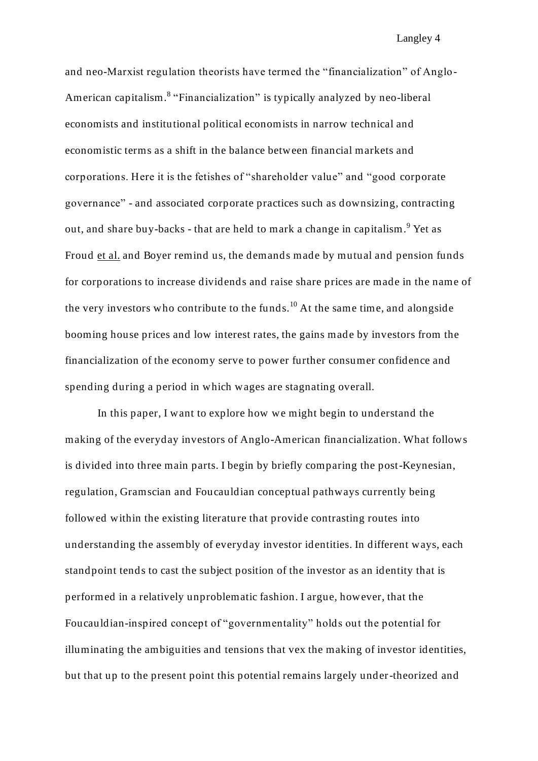and neo-Marxist regulation theorists have termed the "financialization" of Anglo-American capitalism.[8] "Financialization" is typically analyzed by neo-liberal economists and institutional political economists in narrow technical and economistic terms as a shift in the balance between financial markets and corporations. Here it is the fetishes of "shareholder value" and "good corporate governance" - and associated corporate practices such as downsizing, contracting out, and share buy-backs - that are held to mark a change in capitalism.[9] Yet as Froud et al. and Boyer remind us, the demands made by mutual and pension funds for corporations to increase dividends and raise share prices are made in the name of the very investors who contribute to the funds.[10] At the same time, and alongside booming house prices and low interest rates, the gains made by investors from the financialization of the economy serve to power further consumer confidence and spending during a period in which wages are stagnating overall.

In this paper, I want to explore how we might begin to understand the making of the everyday investors of Anglo-American financialization. What follows is divided into three main parts. I begin by briefly comparing the post-Keynesian, regulation, Gramscian and Foucauldian conceptual pathways currently being followed within the existing literature that provide contrasting routes into understanding the assembly of everyday investor identities. In different ways, each standpoint tends to cast the subject position of the investor as an identity that is performed in a relatively unproblematic fashion. I argue, however, that the Foucauldian-inspired concept of "governmentality" holds out the potential for illuminating the ambiguities and tensions that vex the making of investor identities, but that up to the present point this potential remains largely under-theorized and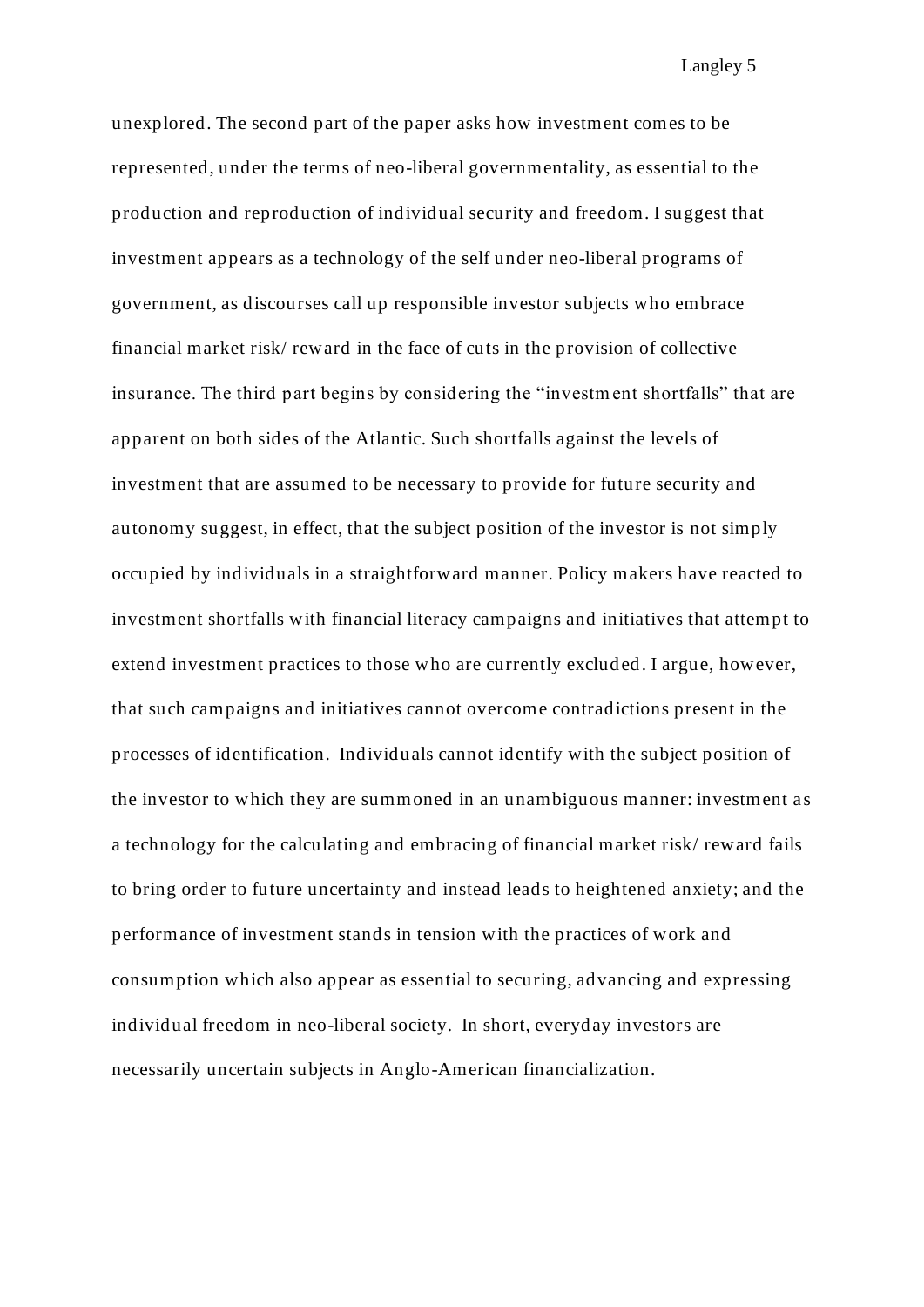unexplored. The second part of the paper asks how investment comes to be represented, under the terms of neo-liberal governmentality, as essential to the production and reproduction of individual security and freedom. I suggest that investment appears as a technology of the self under neo-liberal programs of government, as discourses call up responsible investor subjects who embrace financial market risk/ reward in the face of cuts in the provision of collective insurance. The third part begins by considering the "investment shortfalls" that are apparent on both sides of the Atlantic. Such shortfalls against the levels of investment that are assumed to be necessary to provide for future security and autonomy suggest, in effect, that the subject position of the investor is not simply occupied by individuals in a straightforward manner. Policy makers have reacted to investment shortfalls with financial literacy campaigns and initiatives that attempt to extend investment practices to those who are currently excluded. I argue, however, that such campaigns and initiatives cannot overcome contradictions present in the processes of identification. Individuals cannot identify with the subject position of the investor to which they are summoned in an unambiguous manner: investment as a technology for the calculating and embracing of financial market risk/ reward fails to bring order to future uncertainty and instead leads to heightened anxiety; and the performance of investment stands in tension with the practices of work and consumption which also appear as essential to securing, advancing and expressing individual freedom in neo-liberal society. In short, everyday investors are necessarily uncertain subjects in Anglo-American financialization.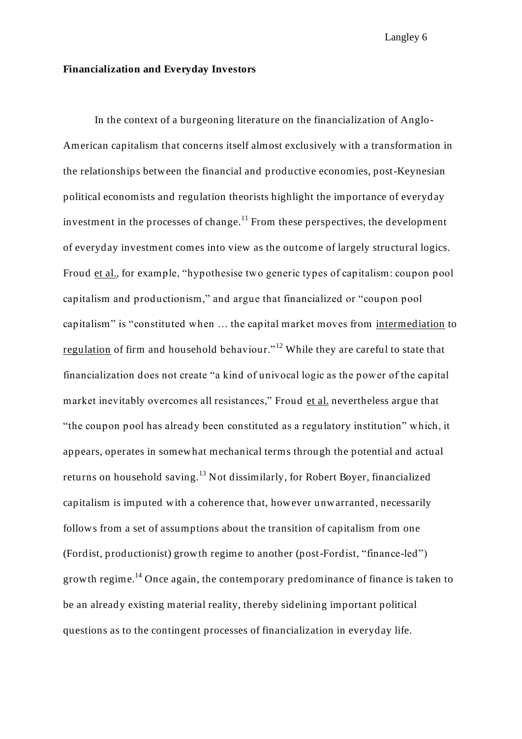**Financialization and Everyday Investors**

In the context of a burgeoning literature on the financialization of Anglo-American capitalism that concerns itself almost exclusively with a transformation in the relationships between the financial and productive economies, post-Keynesian political economists and regulation theorists highlight the importance of everyday investment in the processes of change.[11] From these perspectives, the development of everyday investment comes into view as the outcome of largely structural logics. Froud et al., for example, "hypothesise two generic types of capitalism: coupon pool capitalism and productionism," and argue that financialized or "coupon pool capitalism" is "constituted when … the capital market moves from intermediation to regulation of firm and household behaviour."[12] While they are careful to state that financialization does not create "a kind of univocal logic as the power of the capital market inevitably overcomes all resistances," Froud et al. nevertheless argue that "the coupon pool has already been constituted as a regulatory institution" which, it appears, operates in somewhat mechanical terms through the potential and actual returns on household saving.[13] Not dissimilarly, for Robert Boyer, financialized capitalism is imputed with a coherence that, however unwarranted, necessarily follows from a set of assumptions about the transition of capitalism from one (Fordist, productionist) growth regime to another (post-Fordist, "finance-led") growth regime.[14] Once again, the contemporary predominance of finance is taken to be an already existing material reality, thereby sidelining important political questions as to the contingent processes of financialization in everyday life.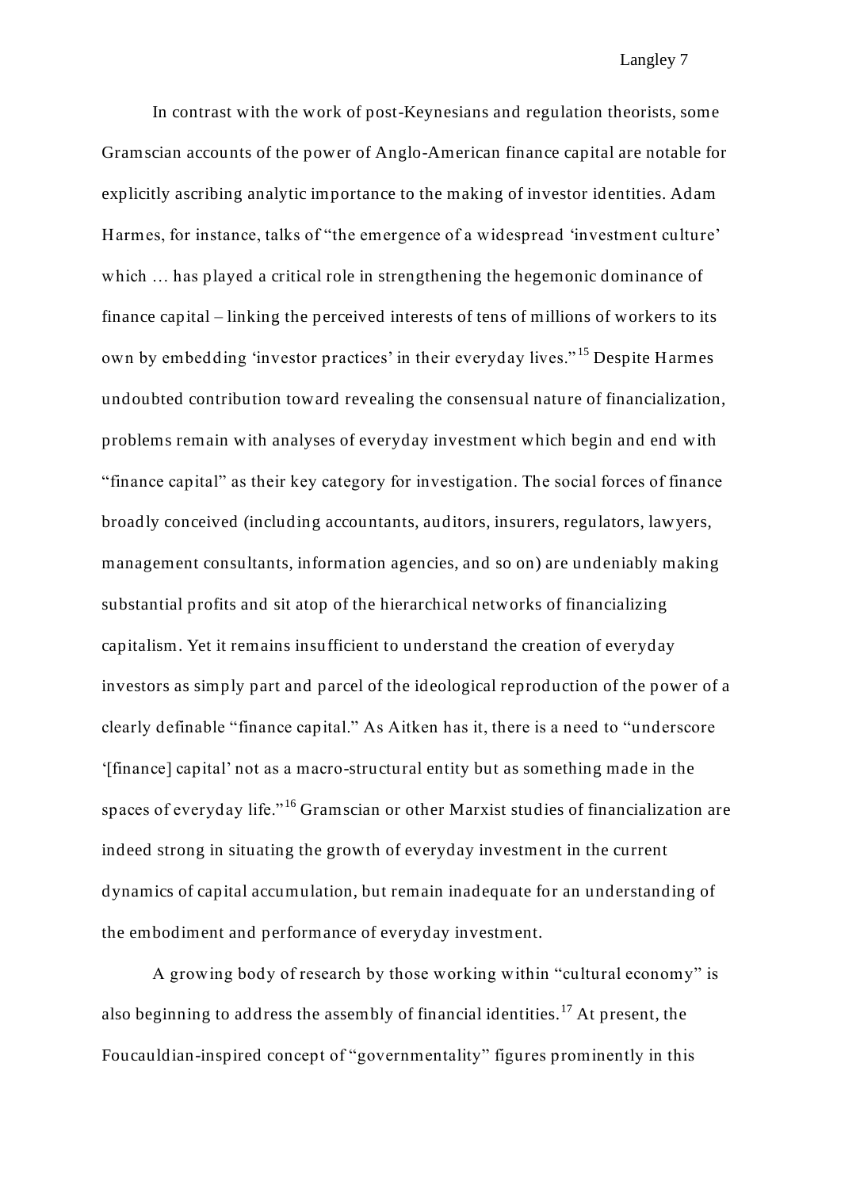In contrast with the work of post-Keynesians and regulation theorists, some Gramscian accounts of the power of Anglo-American finance capital are notable for explicitly ascribing analytic importance to the making of investor identities. Adam Harmes, for instance, talks of "the emergence of a widespread 'investment culture' which … has played a critical role in strengthening the hegemonic dominance of finance capital – linking the perceived interests of tens of millions of workers to its own by embedding 'investor practices' in their everyday lives."[15] Despite Harmes undoubted contribution toward revealing the consensual nature of financialization, problems remain with analyses of everyday investment which begin and end with "finance capital" as their key category for investigation. The social forces of finance broadly conceived (including accountants, auditors, insurers, regulators, lawyers, management consultants, information agencies, and so on) are undeniably making substantial profits and sit atop of the hierarchical networks of financializing capitalism. Yet it remains insufficient to understand the creation of everyday investors as simply part and parcel of the ideological reproduction of the power of a clearly definable "finance capital." As Aitken has it, there is a need to "underscore '[finance] capital' not as a macro-structural entity but as something made in the spaces of everyday life."[16] Gramscian or other Marxist studies of financialization are indeed strong in situating the growth of everyday investment in the current dynamics of capital accumulation, but remain inadequate for an understanding of the embodiment and performance of everyday investment.

A growing body of research by those working within "cultural economy" is also beginning to address the assembly of financial identities.[17] At present, the Foucauldian-inspired concept of "governmentality" figures prominently in this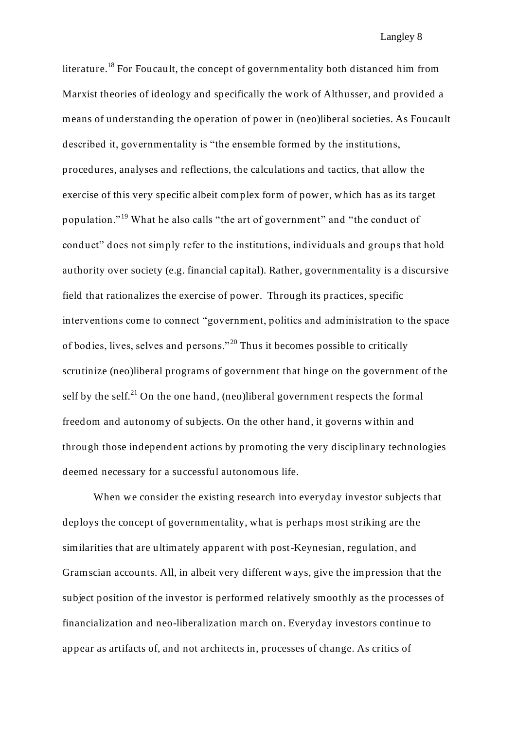literature.[18] For Foucault, the concept of governmentality both distanced him from Marxist theories of ideology and specifically the work of Althusser, and provided a means of understanding the operation of power in (neo)liberal societies. As Foucault described it, governmentality is "the ensemble formed by the institutions, procedures, analyses and reflections, the calculations and tactics, that allow the exercise of this very specific albeit complex form of power, which has as its target population."[19] What he also calls "the art of government" and "the conduct of conduct" does not simply refer to the institutions, individuals and groups that hold authority over society (e.g. financial capital). Rather, governmentality is a discursive field that rationalizes the exercise of power. Through its practices, specific interventions come to connect "government, politics and administration to the space of bodies, lives, selves and persons."[20] Thus it becomes possible to critically scrutinize (neo)liberal programs of government that hinge on the government of the self by the self.[21] On the one hand, (neo)liberal government respects the formal freedom and autonomy of subjects. On the other hand, it governs within and through those independent actions by promoting the very disciplinary technologies deemed necessary for a successful autonomous life.

When we consider the existing research into everyday investor subjects that deploys the concept of governmentality, what is perhaps most striking are the similarities that are ultimately apparent with post-Keynesian, regulation, and Gramscian accounts. All, in albeit very different ways, give the impression that the subject position of the investor is performed relatively smoothly as the processes of financialization and neo-liberalization march on. Everyday investors continue to appear as artifacts of, and not architects in, processes of change. As critics of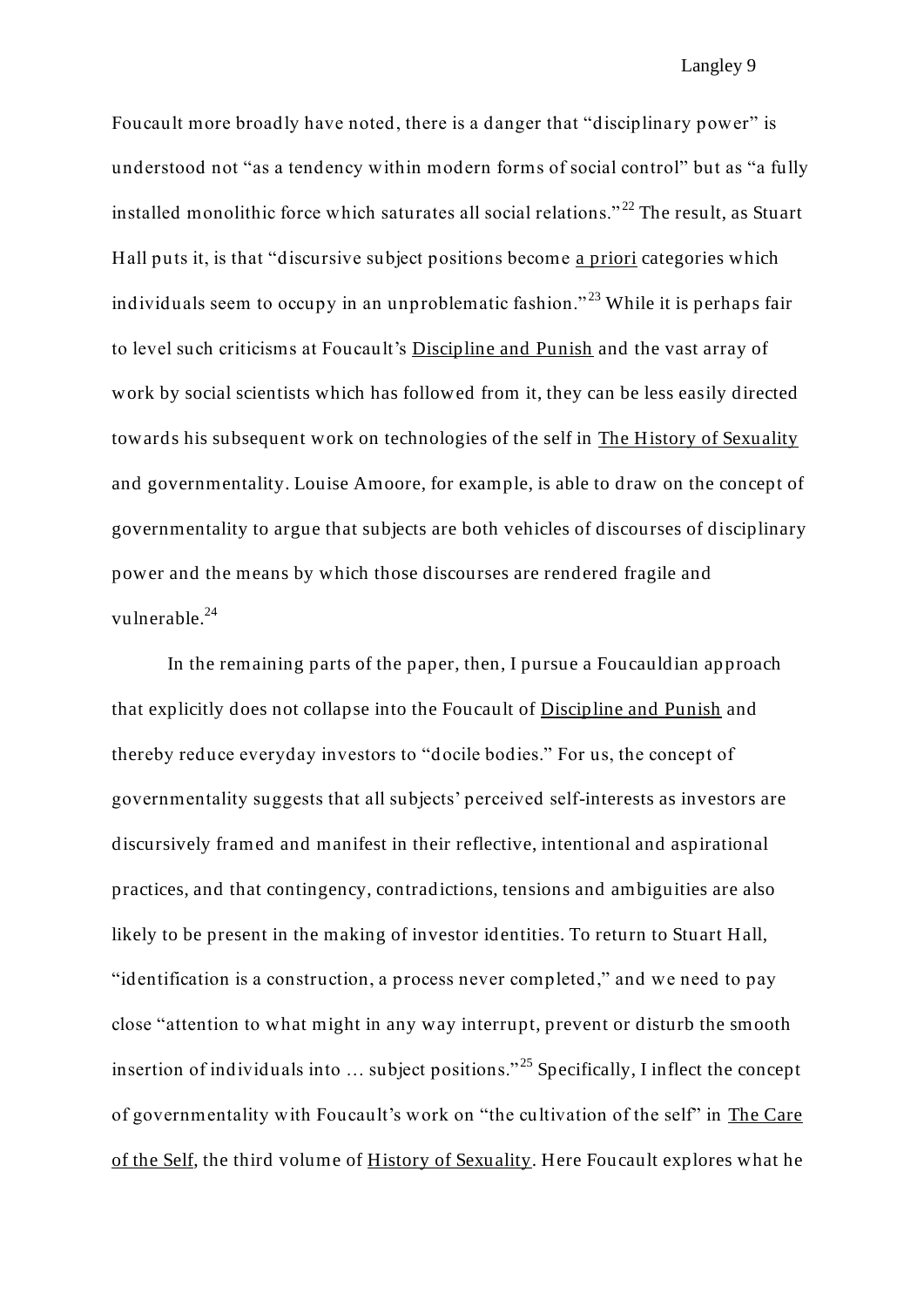Foucault more broadly have noted, there is a danger that "disciplinary power" is understood not "as a tendency within modern forms of social control" but as "a fully installed monolithic force which saturates all social relations."[22] The result, as Stuart Hall puts it, is that "discursive subject positions become a priori categories which individuals seem to occupy in an unproblematic fashion."[23] While it is perhaps fair to level such criticisms at Foucault's Discipline and Punish and the vast array of work by social scientists which has followed from it, they can be less easily directed towards his subsequent work on technologies of the self in The History of Sexuality and governmentality. Louise Amoore, for example, is able to draw on the concept of governmentality to argue that subjects are both vehicles of discourses of disciplinary power and the means by which those discourses are rendered fragile and vulnerable.[24]

In the remaining parts of the paper, then, I pursue a Foucauldian approach that explicitly does not collapse into the Foucault of Discipline and Punish and thereby reduce everyday investors to "docile bodies." For us, the concept of governmentality suggests that all subjects' perceived self-interests as investors are discursively framed and manifest in their reflective, intentional and aspirational practices, and that contingency, contradictions, tensions and ambiguities are also likely to be present in the making of investor identities. To return to Stuart Hall, "identification is a construction, a process never completed," and we need to pay close "attention to what might in any way interrupt, prevent or disturb the smooth insertion of individuals into … subject positions."[25] Specifically, I inflect the concept of governmentality with Foucault's work on "the cultivation of the self" in The Care of the Self, the third volume of History of Sexuality. Here Foucault explores what he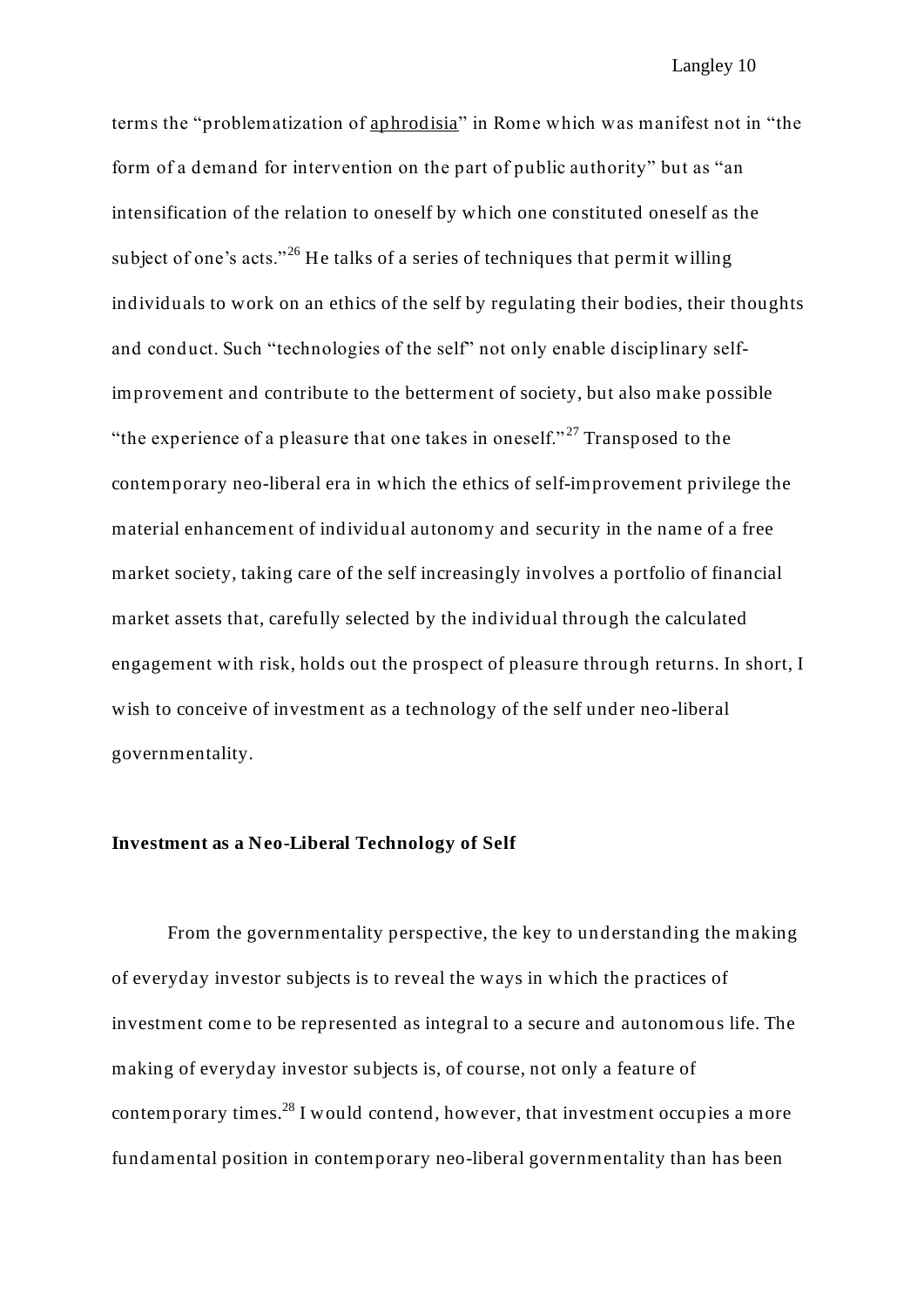terms the "problematization of aphrodisia" in Rome which was manifest not in "the form of a demand for intervention on the part of public authority" but as "an intensification of the relation to oneself by which one constituted oneself as the subject of one's acts."[26] He talks of a series of techniques that permit willing individuals to work on an ethics of the self by regulating their bodies, their thoughts and conduct. Such "technologies of the self" not only enable disciplinary self-improvement and contribute to the betterment of society, but also make possible "the experience of a pleasure that one takes in oneself."[27] Transposed to the contemporary neo-liberal era in which the ethics of self-improvement privilege the material enhancement of individual autonomy and security in the name of a free market society, taking care of the self increasingly involves a portfolio of financial market assets that, carefully selected by the individual through the calculated engagement with risk, holds out the prospect of pleasure through returns. In short, I wish to conceive of investment as a technology of the self under neo-liberal governmentality.

**Investment as a Neo-Liberal Technology of Self**

From the governmentality perspective, the key to understanding the making of everyday investor subjects is to reveal the ways in which the practices of investment come to be represented as integral to a secure and autonomous life. The making of everyday investor subjects is, of course, not only a feature of contemporary times.[28] I would contend, however, that investment occupies a more fundamental position in contemporary neo-liberal governmentality than has been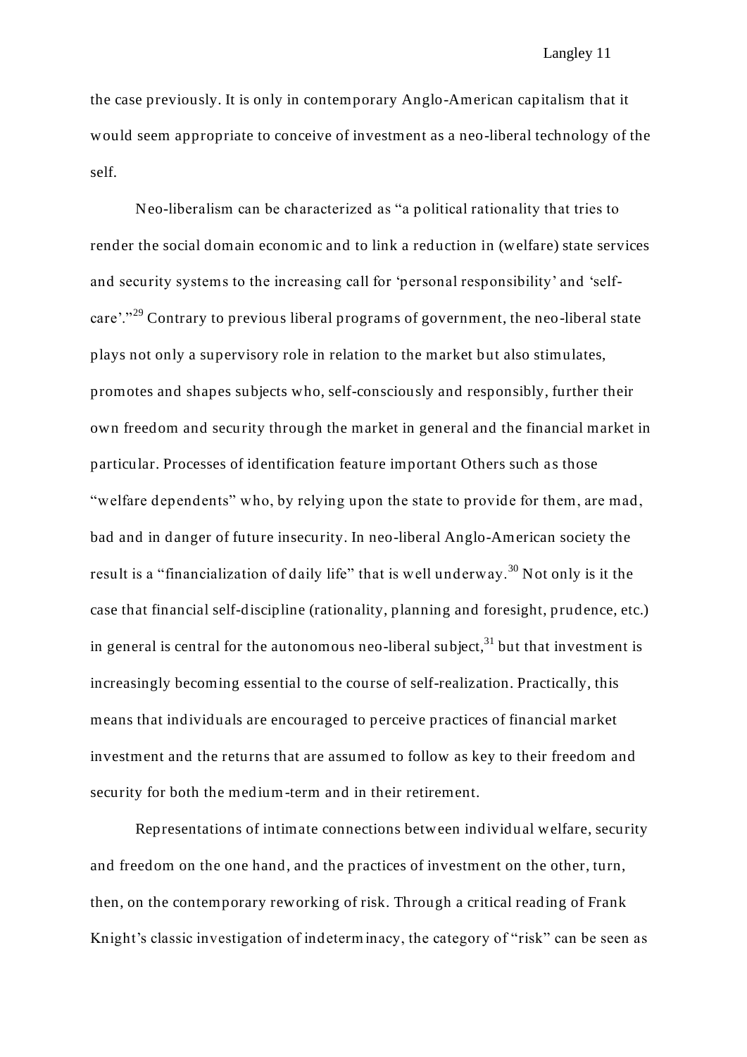the case previously. It is only in contemporary Anglo-American capitalism that it would seem appropriate to conceive of investment as a neo-liberal technology of the self.

Neo-liberalism can be characterized as “a political rationality that tries to render the social domain economic and to link a reduction in (welfare) state services and security systems to the increasing call for ‘personal responsibility’ and ‘self-care’.”[29] Contrary to previous liberal programs of government, the neo-liberal state plays not only a supervisory role in relation to the market but also stimulates, promotes and shapes subjects who, self-consciously and responsibly, further their own freedom and security through the market in general and the financial market in particular. Processes of identification feature important Others such as those “welfare dependents” who, by relying upon the state to provide for them, are mad, bad and in danger of future insecurity. In neo-liberal Anglo-American society the result is a “financialization of daily life” that is well underway.[30] Not only is it the case that financial self-discipline (rationality, planning and foresight, prudence, etc.) in general is central for the autonomous neo-liberal subject,[31] but that investment is increasingly becoming essential to the course of self-realization. Practically, this means that individuals are encouraged to perceive practices of financial market investment and the returns that are assumed to follow as key to their freedom and security for both the medium-term and in their retirement.

Representations of intimate connections between individual welfare, security and freedom on the one hand, and the practices of investment on the other, turn, then, on the contemporary reworking of risk. Through a critical reading of Frank Knight’s classic investigation of indeterminacy, the category of “risk” can be seen as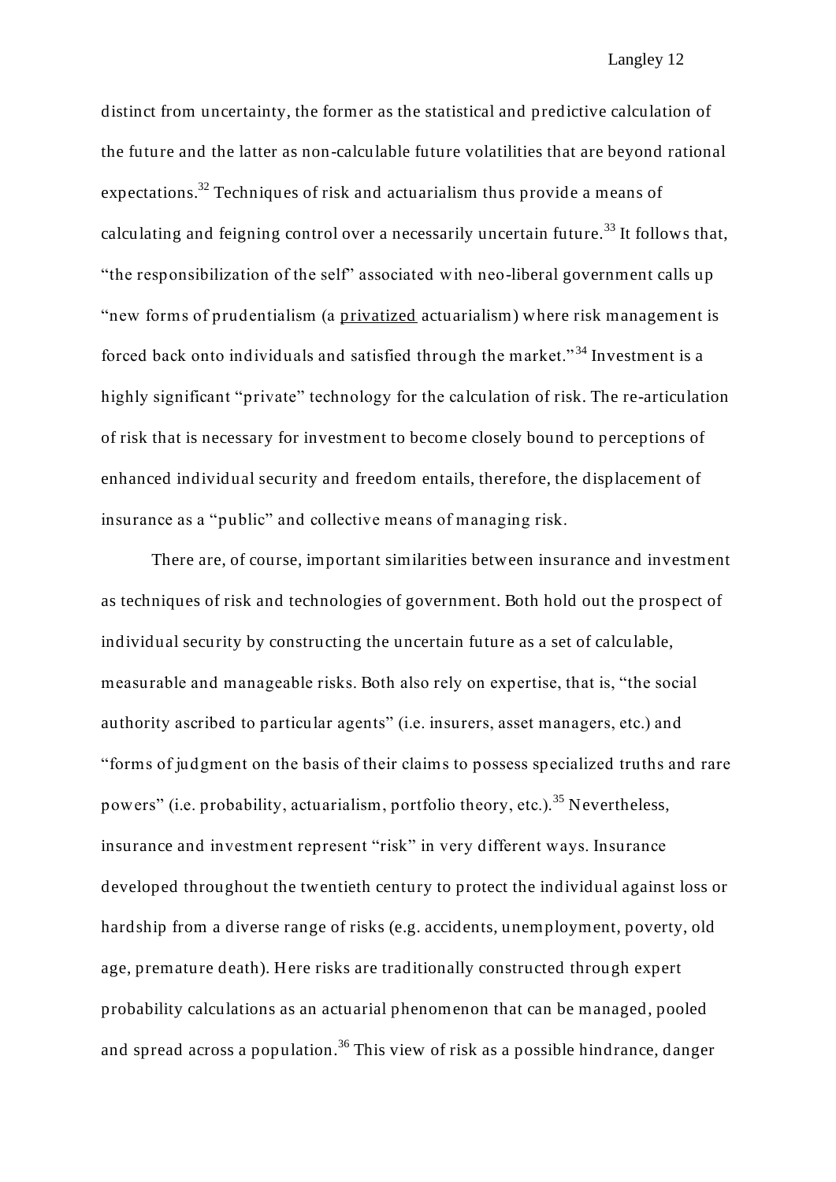distinct from uncertainty, the former as the statistical and predictive calculation of the future and the latter as non-calculable future volatilities that are beyond rational expectations.[32] Techniques of risk and actuarialism thus provide a means of calculating and feigning control over a necessarily uncertain future.[33] It follows that, "the responsibilization of the self" associated with neo-liberal government calls up "new forms of prudentialism (a <u>privatized</u> actuarialism) where risk management is forced back onto individuals and satisfied through the market."[34] Investment is a highly significant "private" technology for the calculation of risk. The re-articulation of risk that is necessary for investment to become closely bound to perceptions of enhanced individual security and freedom entails, therefore, the displacement of insurance as a "public" and collective means of managing risk.

There are, of course, important similarities between insurance and investment as techniques of risk and technologies of government. Both hold out the prospect of individual security by constructing the uncertain future as a set of calculable, measurable and manageable risks. Both also rely on expertise, that is, "the social authority ascribed to particular agents" (i.e. insurers, asset managers, etc.) and "forms of judgment on the basis of their claims to possess specialized truths and rare powers" (i.e. probability, actuarialism, portfolio theory, etc.).[35] Nevertheless, insurance and investment represent "risk" in very different ways. Insurance developed throughout the twentieth century to protect the individual against loss or hardship from a diverse range of risks (e.g. accidents, unemployment, poverty, old age, premature death). Here risks are traditionally constructed through expert probability calculations as an actuarial phenomenon that can be managed, pooled and spread across a population.[36] This view of risk as a possible hindrance, danger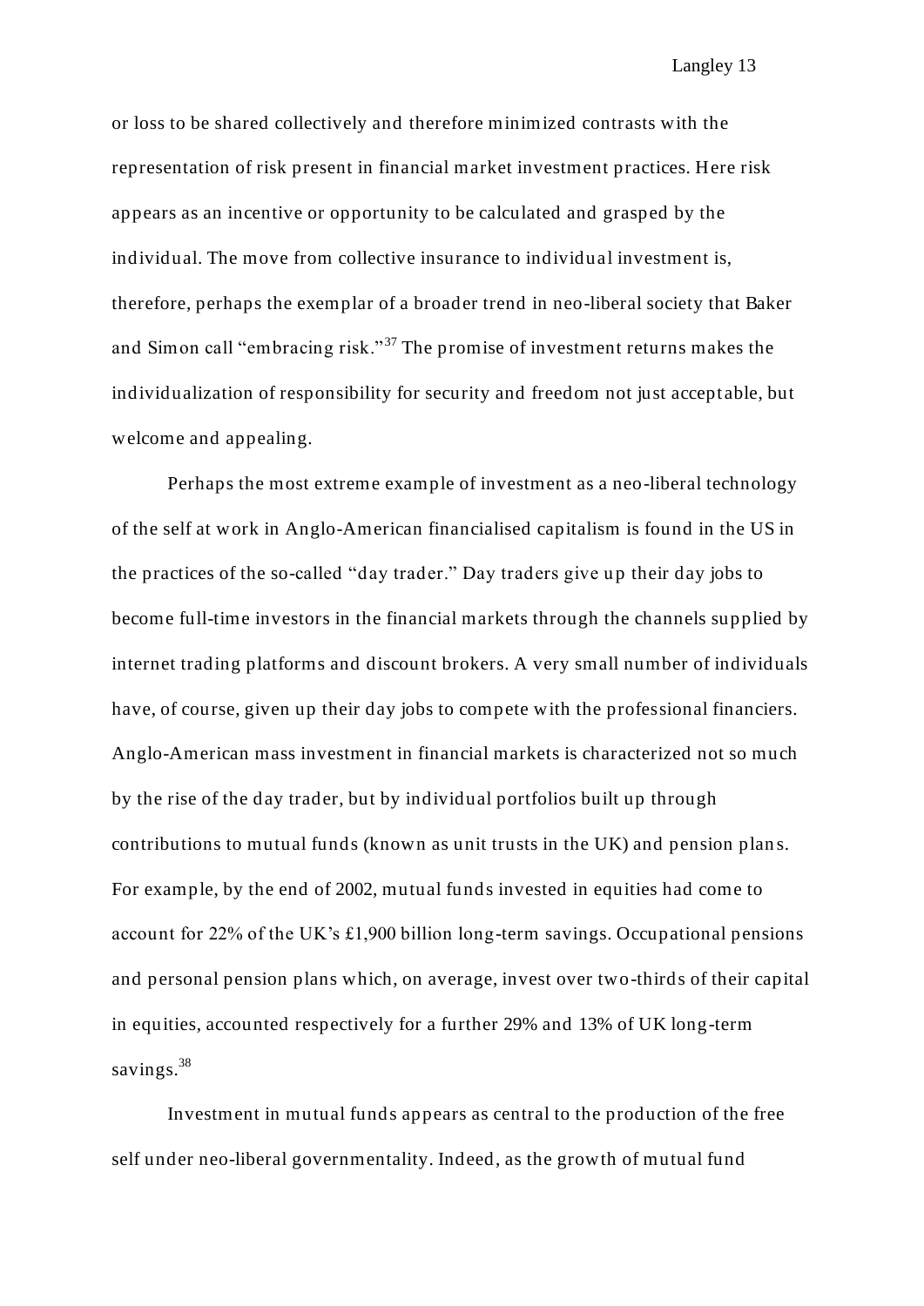or loss to be shared collectively and therefore minimized contrasts with the representation of risk present in financial market investment practices. Here risk appears as an incentive or opportunity to be calculated and grasped by the individual. The move from collective insurance to individual investment is, therefore, perhaps the exemplar of a broader trend in neo-liberal society that Baker and Simon call "embracing risk."[37] The promise of investment returns makes the individualization of responsibility for security and freedom not just acceptable, but welcome and appealing.

Perhaps the most extreme example of investment as a neo-liberal technology of the self at work in Anglo-American financialised capitalism is found in the US in the practices of the so-called "day trader." Day traders give up their day jobs to become full-time investors in the financial markets through the channels supplied by internet trading platforms and discount brokers. A very small number of individuals have, of course, given up their day jobs to compete with the professional financiers. Anglo-American mass investment in financial markets is characterized not so much by the rise of the day trader, but by individual portfolios built up through contributions to mutual funds (known as unit trusts in the UK) and pension plans. For example, by the end of 2002, mutual funds invested in equities had come to account for 22% of the UK's £1,900 billion long-term savings. Occupational pensions and personal pension plans which, on average, invest over two-thirds of their capital in equities, accounted respectively for a further 29% and 13% of UK long-term savings.[38]

Investment in mutual funds appears as central to the production of the free self under neo-liberal governmentality. Indeed, as the growth of mutual fund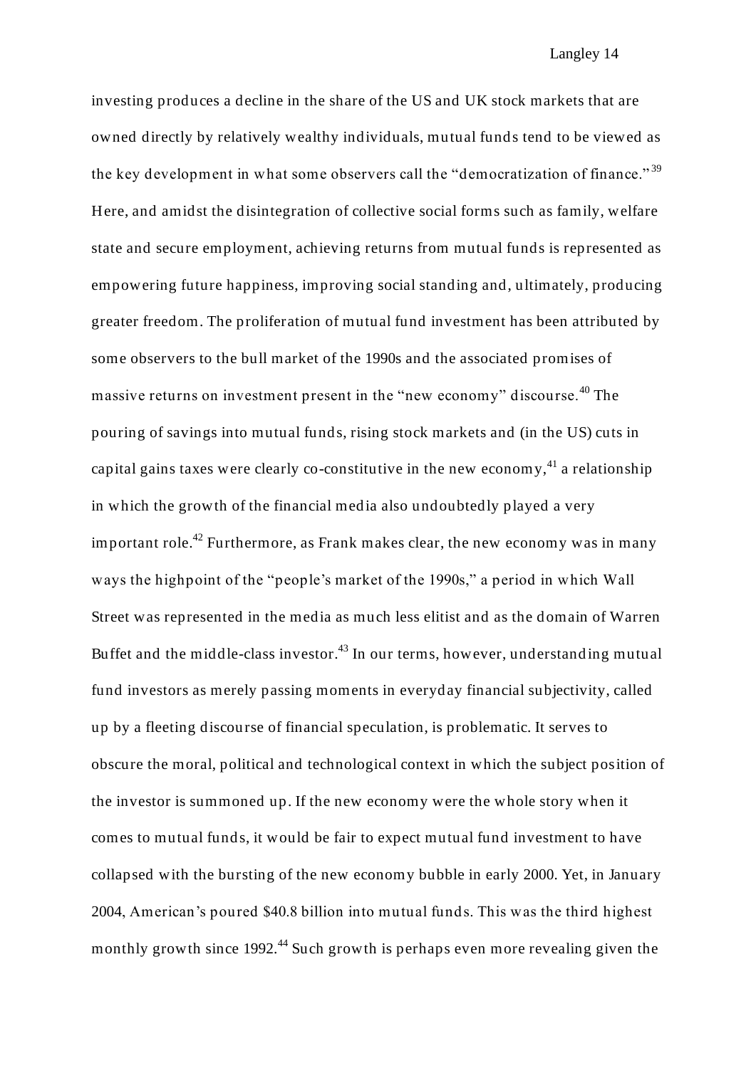investing produces a decline in the share of the US and UK stock markets that are owned directly by relatively wealthy individuals, mutual funds tend to be viewed as the key development in what some observers call the "democratization of finance."[39] Here, and amidst the disintegration of collective social forms such as family, welfare state and secure employment, achieving returns from mutual funds is represented as empowering future happiness, improving social standing and, ultimately, producing greater freedom. The proliferation of mutual fund investment has been attributed by some observers to the bull market of the 1990s and the associated promises of massive returns on investment present in the "new economy" discourse.[40] The pouring of savings into mutual funds, rising stock markets and (in the US) cuts in capital gains taxes were clearly co-constitutive in the new economy,[41] a relationship in which the growth of the financial media also undoubtedly played a very important role.[42] Furthermore, as Frank makes clear, the new economy was in many ways the highpoint of the "people's market of the 1990s," a period in which Wall Street was represented in the media as much less elitist and as the domain of Warren Buffet and the middle-class investor.[43] In our terms, however, understanding mutual fund investors as merely passing moments in everyday financial subjectivity, called up by a fleeting discourse of financial speculation, is problematic. It serves to obscure the moral, political and technological context in which the subject position of the investor is summoned up. If the new economy were the whole story when it comes to mutual funds, it would be fair to expect mutual fund investment to have collapsed with the bursting of the new economy bubble in early 2000. Yet, in January 2004, American's poured $40.8 billion into mutual funds. This was the third highest monthly growth since 1992.[44] Such growth is perhaps even more revealing given the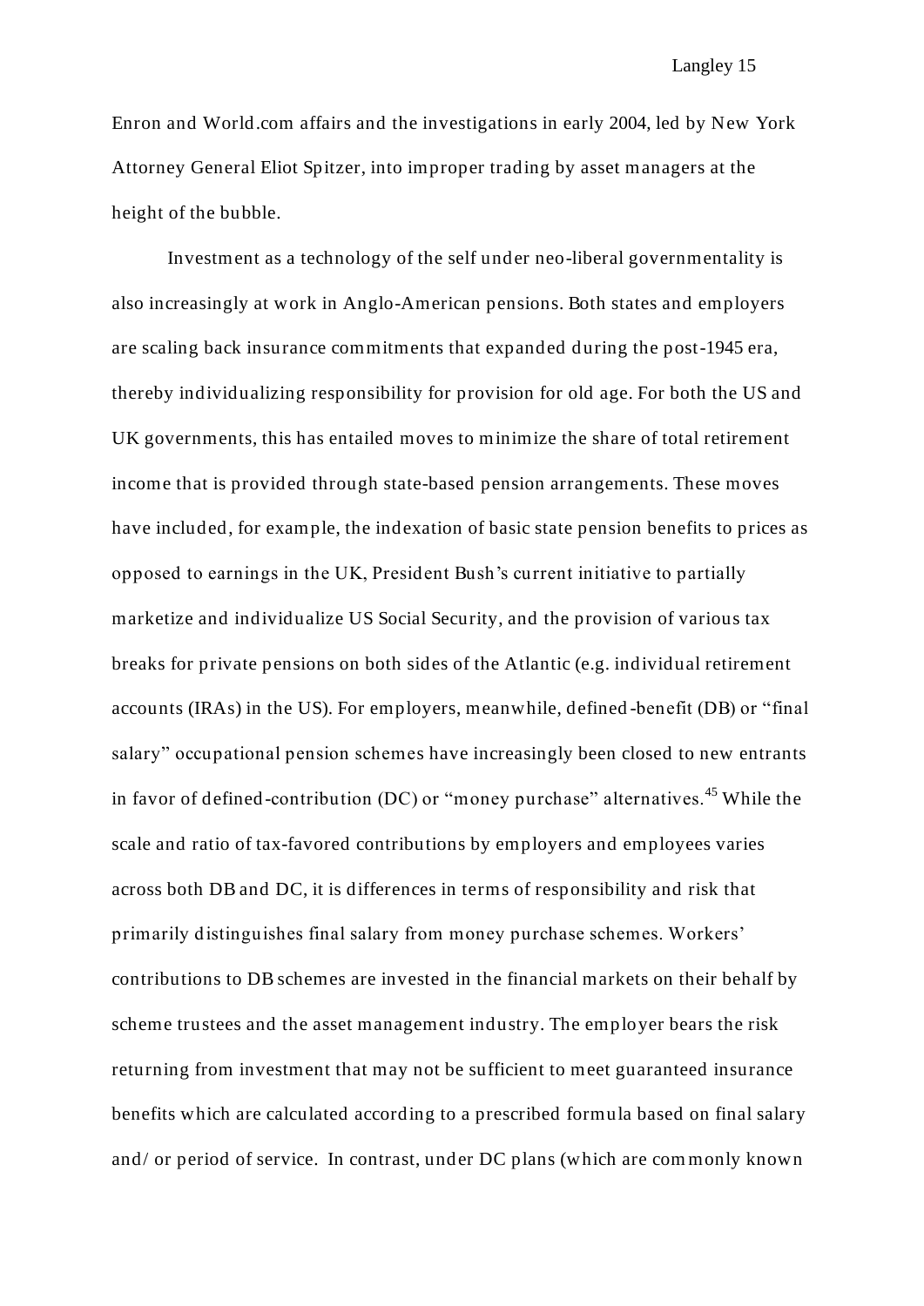Enron and World.com affairs and the investigations in early 2004, led by New York Attorney General Eliot Spitzer, into improper trading by asset managers at the height of the bubble.

Investment as a technology of the self under neo-liberal governmentality is also increasingly at work in Anglo-American pensions. Both states and employers are scaling back insurance commitments that expanded during the post-1945 era, thereby individualizing responsibility for provision for old age. For both the US and UK governments, this has entailed moves to minimize the share of total retirement income that is provided through state-based pension arrangements. These moves have included, for example, the indexation of basic state pension benefits to prices as opposed to earnings in the UK, President Bush's current initiative to partially marketize and individualize US Social Security, and the provision of various tax breaks for private pensions on both sides of the Atlantic (e.g. individual retirement accounts (IRAs) in the US). For employers, meanwhile, defined-benefit (DB) or "final salary" occupational pension schemes have increasingly been closed to new entrants in favor of defined-contribution (DC) or "money purchase" alternatives.[45] While the scale and ratio of tax-favored contributions by employers and employees varies across both DB and DC, it is differences in terms of responsibility and risk that primarily distinguishes final salary from money purchase schemes. Workers' contributions to DB schemes are invested in the financial markets on their behalf by scheme trustees and the asset management industry. The employer bears the risk returning from investment that may not be sufficient to meet guaranteed insurance benefits which are calculated according to a prescribed formula based on final salary and/ or period of service. In contrast, under DC plans (which are commonly known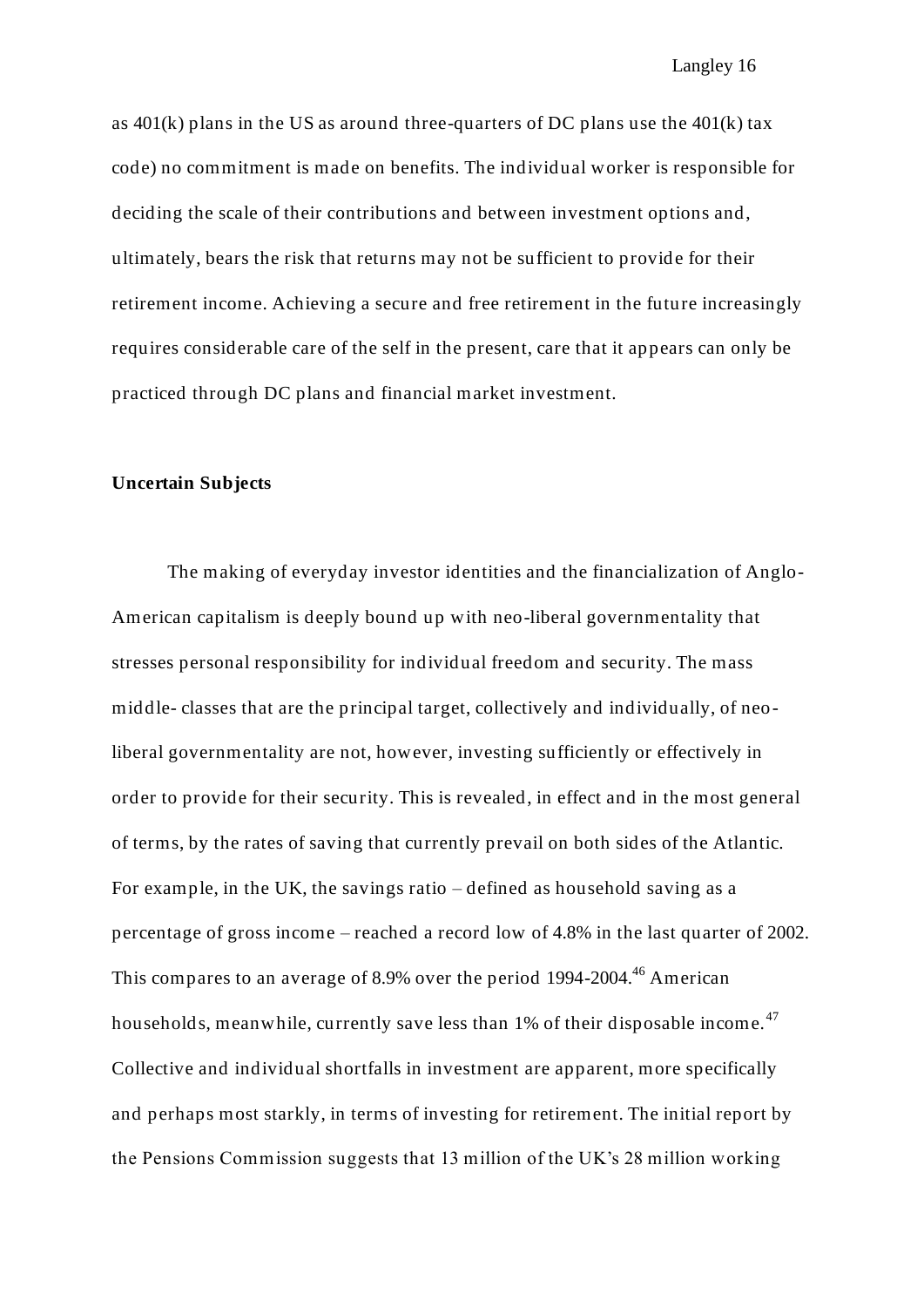as 401(k) plans in the US as around three-quarters of DC plans use the 401(k) tax code) no commitment is made on benefits. The individual worker is responsible for deciding the scale of their contributions and between investment options and, ultimately, bears the risk that returns may not be sufficient to provide for their retirement income. Achieving a secure and free retirement in the future increasingly requires considerable care of the self in the present, care that it appears can only be practiced through DC plans and financial market investment.

**Uncertain Subjects**

The making of everyday investor identities and the financialization of Anglo-American capitalism is deeply bound up with neo-liberal governmentality that stresses personal responsibility for individual freedom and security. The mass middle- classes that are the principal target, collectively and individually, of neo-liberal governmentality are not, however, investing sufficiently or effectively in order to provide for their security. This is revealed, in effect and in the most general of terms, by the rates of saving that currently prevail on both sides of the Atlantic. For example, in the UK, the savings ratio – defined as household saving as a percentage of gross income – reached a record low of 4.8% in the last quarter of 2002. This compares to an average of 8.9% over the period 1994-2004.[46] American households, meanwhile, currently save less than 1% of their disposable income.[47] Collective and individual shortfalls in investment are apparent, more specifically and perhaps most starkly, in terms of investing for retirement. The initial report by the Pensions Commission suggests that 13 million of the UK's 28 million working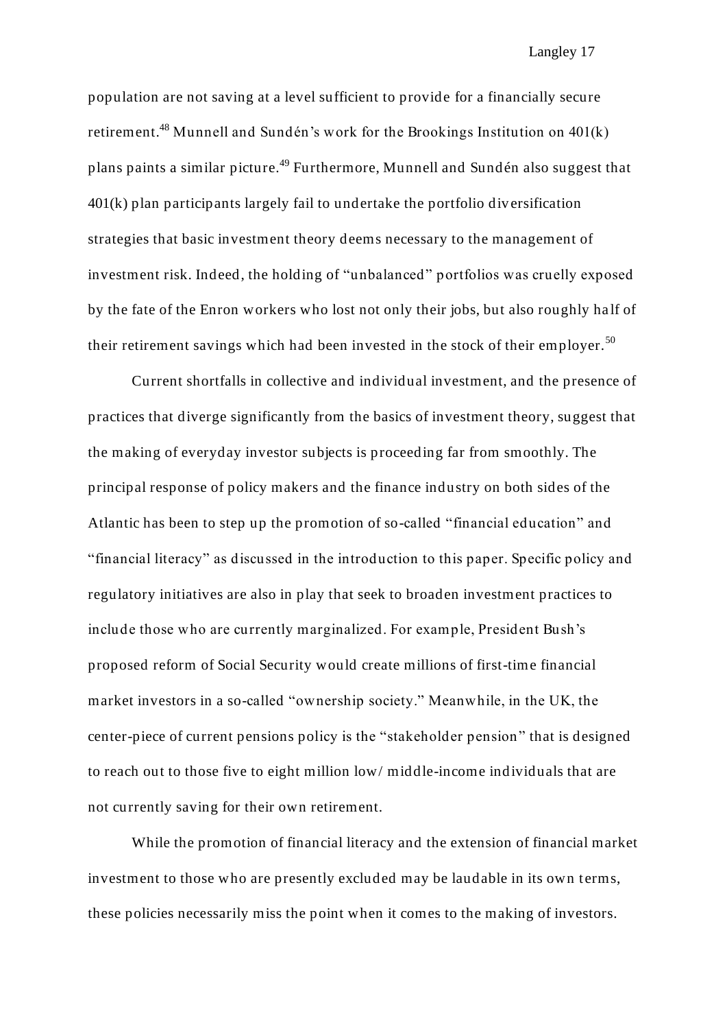population are not saving at a level sufficient to provide for a financially secure retirement.[48] Munnell and Sundén's work for the Brookings Institution on 401(k) plans paints a similar picture.[49] Furthermore, Munnell and Sundén also suggest that 401(k) plan participants largely fail to undertake the portfolio diversification strategies that basic investment theory deems necessary to the management of investment risk. Indeed, the holding of "unbalanced" portfolios was cruelly exposed by the fate of the Enron workers who lost not only their jobs, but also roughly half of their retirement savings which had been invested in the stock of their employer.[50]

Current shortfalls in collective and individual investment, and the presence of practices that diverge significantly from the basics of investment theory, suggest that the making of everyday investor subjects is proceeding far from smoothly. The principal response of policy makers and the finance industry on both sides of the Atlantic has been to step up the promotion of so-called "financial education" and "financial literacy" as discussed in the introduction to this paper. Specific policy and regulatory initiatives are also in play that seek to broaden investment practices to include those who are currently marginalized. For example, President Bush's proposed reform of Social Security would create millions of first-time financial market investors in a so-called "ownership society." Meanwhile, in the UK, the center-piece of current pensions policy is the "stakeholder pension" that is designed to reach out to those five to eight million low/ middle-income individuals that are not currently saving for their own retirement.

While the promotion of financial literacy and the extension of financial market investment to those who are presently excluded may be laudable in its own terms, these policies necessarily miss the point when it comes to the making of investors.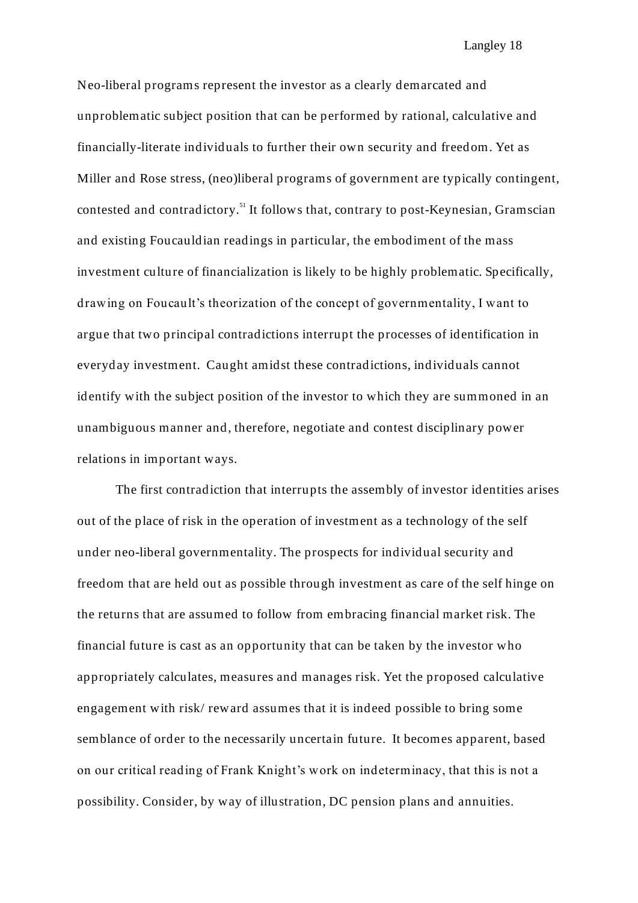Neo-liberal programs represent the investor as a clearly demarcated and unproblematic subject position that can be performed by rational, calculative and financially-literate individuals to further their own security and freedom. Yet as Miller and Rose stress, (neo)liberal programs of government are typically contingent, contested and contradictory.[51] It follows that, contrary to post-Keynesian, Gramscian and existing Foucauldian readings in particular, the embodiment of the mass investment culture of financialization is likely to be highly problematic. Specifically, drawing on Foucault's theorization of the concept of governmentality, I want to argue that two principal contradictions interrupt the processes of identification in everyday investment. Caught amidst these contradictions, individuals cannot identify with the subject position of the investor to which they are summoned in an unambiguous manner and, therefore, negotiate and contest disciplinary power relations in important ways.

The first contradiction that interrupts the assembly of investor identities arises out of the place of risk in the operation of investment as a technology of the self under neo-liberal governmentality. The prospects for individual security and freedom that are held out as possible through investment as care of the self hinge on the returns that are assumed to follow from embracing financial market risk. The financial future is cast as an opportunity that can be taken by the investor who appropriately calculates, measures and manages risk. Yet the proposed calculative engagement with risk/ reward assumes that it is indeed possible to bring some semblance of order to the necessarily uncertain future. It becomes apparent, based on our critical reading of Frank Knight's work on indeterminacy, that this is not a possibility. Consider, by way of illustration, DC pension plans and annuities.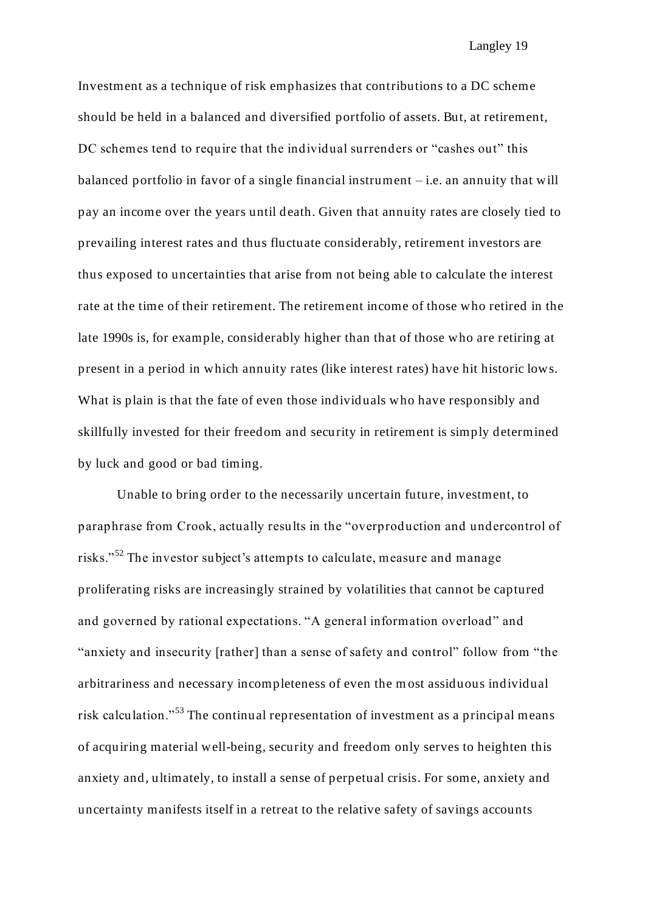Investment as a technique of risk emphasizes that contributions to a DC scheme should be held in a balanced and diversified portfolio of assets. But, at retirement, DC schemes tend to require that the individual surrenders or "cashes out" this balanced portfolio in favor of a single financial instrument – i.e. an annuity that will pay an income over the years until death. Given that annuity rates are closely tied to prevailing interest rates and thus fluctuate considerably, retirement investors are thus exposed to uncertainties that arise from not being able to calculate the interest rate at the time of their retirement. The retirement income of those who retired in the late 1990s is, for example, considerably higher than that of those who are retiring at present in a period in which annuity rates (like interest rates) have hit historic lows. What is plain is that the fate of even those individuals who have responsibly and skillfully invested for their freedom and security in retirement is simply determined by luck and good or bad timing.

Unable to bring order to the necessarily uncertain future, investment, to paraphrase from Crook, actually results in the "overproduction and undercontrol of risks."[52] The investor subject's attempts to calculate, measure and manage proliferating risks are increasingly strained by volatilities that cannot be captured and governed by rational expectations. "A general information overload" and "anxiety and insecurity [rather] than a sense of safety and control" follow from "the arbitrariness and necessary incompleteness of even the most assiduous individual risk calculation."[53] The continual representation of investment as a principal means of acquiring material well-being, security and freedom only serves to heighten this anxiety and, ultimately, to install a sense of perpetual crisis. For some, anxiety and uncertainty manifests itself in a retreat to the relative safety of savings accounts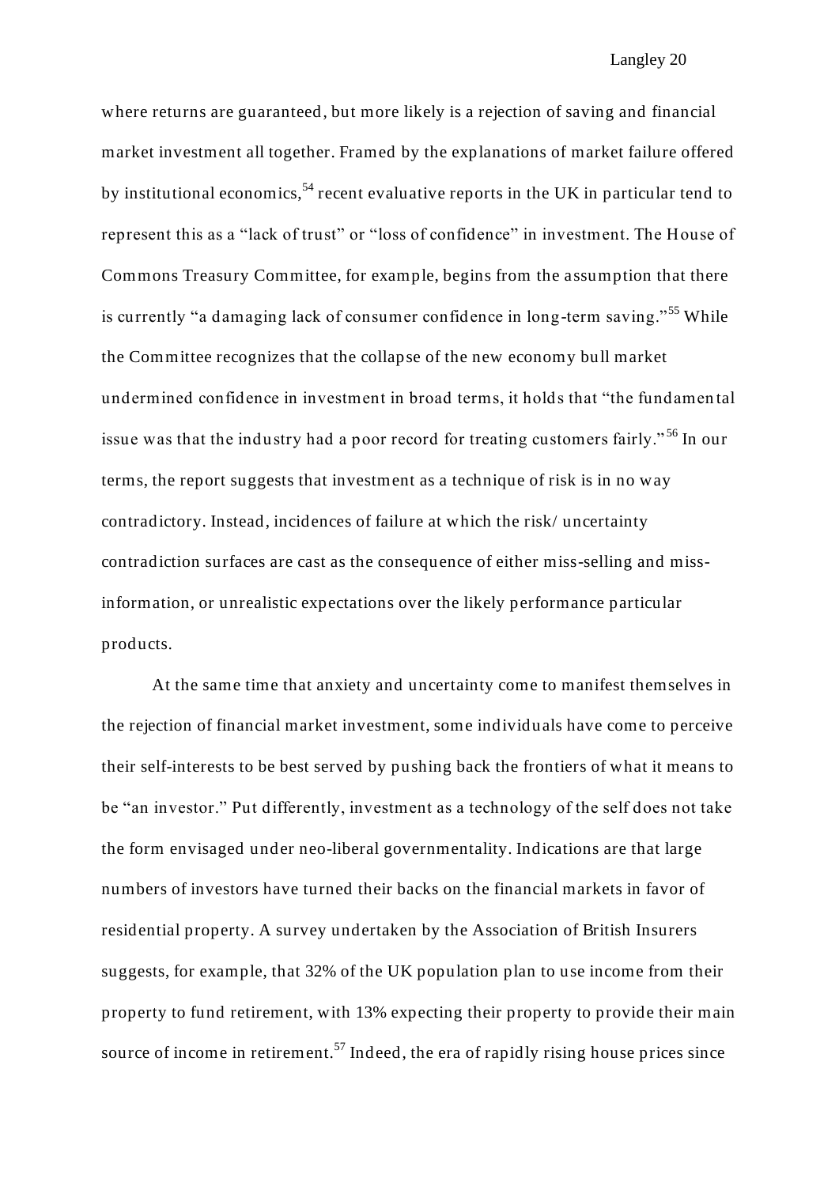where returns are guaranteed, but more likely is a rejection of saving and financial market investment all together. Framed by the explanations of market failure offered by institutional economics,[54] recent evaluative reports in the UK in particular tend to represent this as a "lack of trust" or "loss of confidence" in investment. The House of Commons Treasury Committee, for example, begins from the assumption that there is currently "a damaging lack of consumer confidence in long-term saving."[55] While the Committee recognizes that the collapse of the new economy bull market undermined confidence in investment in broad terms, it holds that "the fundamental issue was that the industry had a poor record for treating customers fairly."[56] In our terms, the report suggests that investment as a technique of risk is in no way contradictory. Instead, incidences of failure at which the risk/ uncertainty contradiction surfaces are cast as the consequence of either miss-selling and miss-information, or unrealistic expectations over the likely performance particular products.

At the same time that anxiety and uncertainty come to manifest themselves in the rejection of financial market investment, some individuals have come to perceive their self-interests to be best served by pushing back the frontiers of what it means to be "an investor." Put differently, investment as a technology of the self does not take the form envisaged under neo-liberal governmentality. Indications are that large numbers of investors have turned their backs on the financial markets in favor of residential property. A survey undertaken by the Association of British Insurers suggests, for example, that 32% of the UK population plan to use income from their property to fund retirement, with 13% expecting their property to provide their main source of income in retirement.[57] Indeed, the era of rapidly rising house prices since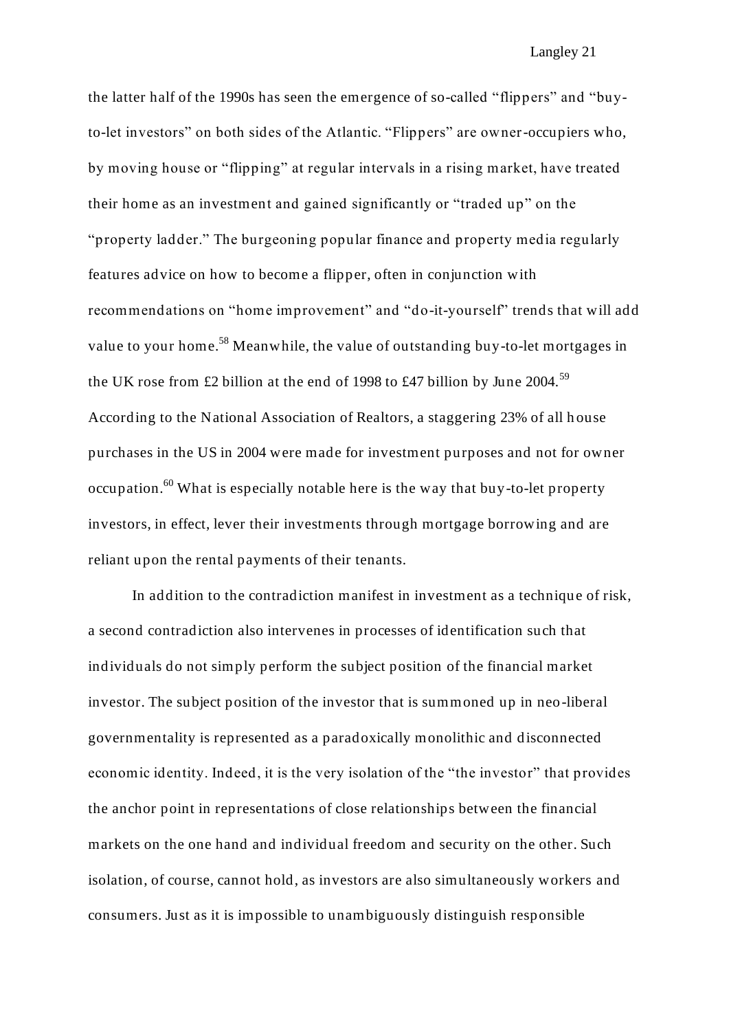the latter half of the 1990s has seen the emergence of so-called "flippers" and "buy-to-let investors" on both sides of the Atlantic. "Flippers" are owner-occupiers who, by moving house or "flipping" at regular intervals in a rising market, have treated their home as an investment and gained significantly or "traded up" on the "property ladder." The burgeoning popular finance and property media regularly features advice on how to become a flipper, often in conjunction with recommendations on "home improvement" and "do-it-yourself" trends that will add value to your home.[58] Meanwhile, the value of outstanding buy-to-let mortgages in the UK rose from £2 billion at the end of 1998 to £47 billion by June 2004.[59] According to the National Association of Realtors, a staggering 23% of all house purchases in the US in 2004 were made for investment purposes and not for owner occupation.[60] What is especially notable here is the way that buy-to-let property investors, in effect, lever their investments through mortgage borrowing and are reliant upon the rental payments of their tenants.

In addition to the contradiction manifest in investment as a technique of risk, a second contradiction also intervenes in processes of identification such that individuals do not simply perform the subject position of the financial market investor. The subject position of the investor that is summoned up in neo-liberal governmentality is represented as a paradoxically monolithic and disconnected economic identity. Indeed, it is the very isolation of the "the investor" that provides the anchor point in representations of close relationships between the financial markets on the one hand and individual freedom and security on the other. Such isolation, of course, cannot hold, as investors are also simultaneously workers and consumers. Just as it is impossible to unambiguously distinguish responsible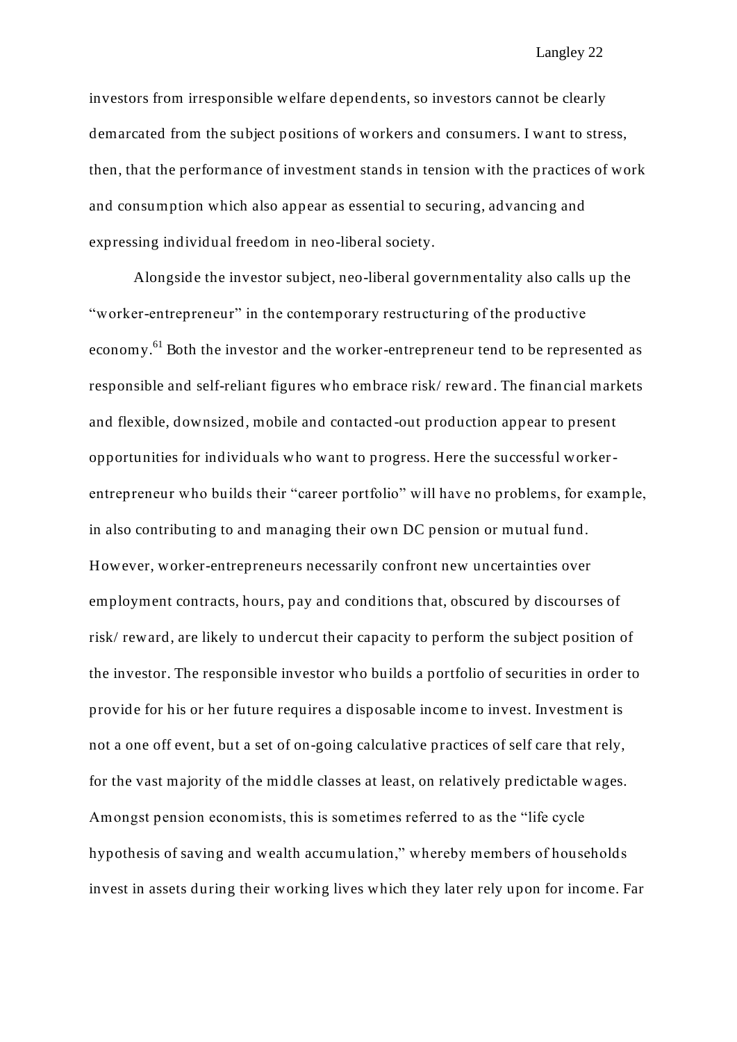investors from irresponsible welfare dependents, so investors cannot be clearly demarcated from the subject positions of workers and consumers. I want to stress, then, that the performance of investment stands in tension with the practices of work and consumption which also appear as essential to securing, advancing and expressing individual freedom in neo-liberal society.

Alongside the investor subject, neo-liberal governmentality also calls up the "worker-entrepreneur" in the contemporary restructuring of the productive economy.[61] Both the investor and the worker-entrepreneur tend to be represented as responsible and self-reliant figures who embrace risk/ reward. The financial markets and flexible, downsized, mobile and contacted-out production appear to present opportunities for individuals who want to progress. Here the successful worker-entrepreneur who builds their "career portfolio" will have no problems, for example, in also contributing to and managing their own DC pension or mutual fund. However, worker-entrepreneurs necessarily confront new uncertainties over employment contracts, hours, pay and conditions that, obscured by discourses of risk/ reward, are likely to undercut their capacity to perform the subject position of the investor. The responsible investor who builds a portfolio of securities in order to provide for his or her future requires a disposable income to invest. Investment is not a one off event, but a set of on-going calculative practices of self care that rely, for the vast majority of the middle classes at least, on relatively predictable wages. Amongst pension economists, this is sometimes referred to as the "life cycle hypothesis of saving and wealth accumulation," whereby members of households invest in assets during their working lives which they later rely upon for income. Far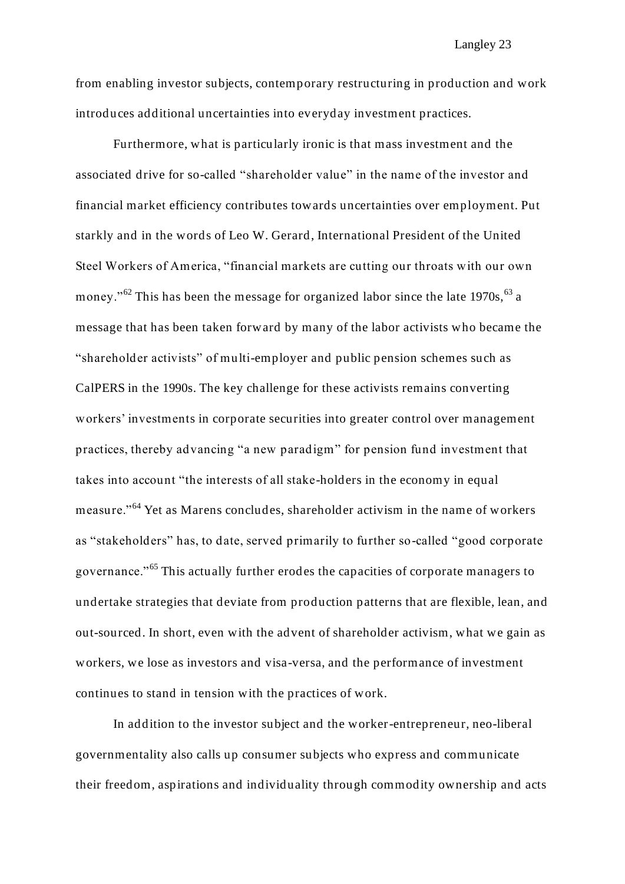from enabling investor subjects, contemporary restructuring in production and work introduces additional uncertainties into everyday investment practices.

Furthermore, what is particularly ironic is that mass investment and the associated drive for so-called "shareholder value" in the name of the investor and financial market efficiency contributes towards uncertainties over employment. Put starkly and in the words of Leo W. Gerard, International President of the United Steel Workers of America, "financial markets are cutting our throats with our own money."[62] This has been the message for organized labor since the late 1970s,[63] a message that has been taken forward by many of the labor activists who became the "shareholder activists" of multi-employer and public pension schemes such as CalPERS in the 1990s. The key challenge for these activists remains converting workers' investments in corporate securities into greater control over management practices, thereby advancing "a new paradigm" for pension fund investment that takes into account "the interests of all stake-holders in the economy in equal measure."[64] Yet as Marens concludes, shareholder activism in the name of workers as "stakeholders" has, to date, served primarily to further so-called "good corporate governance."[65] This actually further erodes the capacities of corporate managers to undertake strategies that deviate from production patterns that are flexible, lean, and out-sourced. In short, even with the advent of shareholder activism, what we gain as workers, we lose as investors and visa-versa, and the performance of investment continues to stand in tension with the practices of work.

In addition to the investor subject and the worker-entrepreneur, neo-liberal governmentality also calls up consumer subjects who express and communicate their freedom, aspirations and individuality through commodity ownership and acts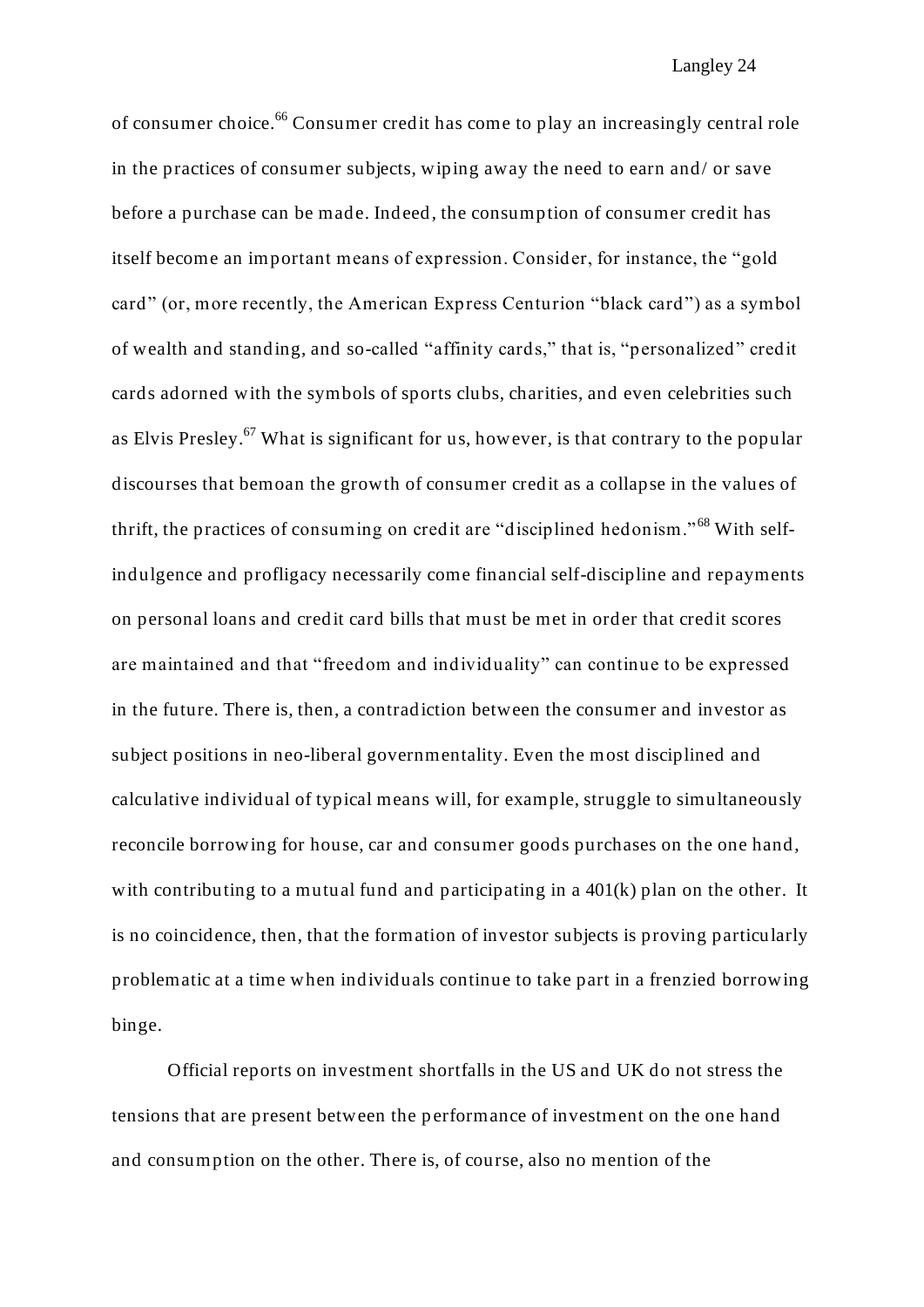of consumer choice.[66] Consumer credit has come to play an increasingly central role in the practices of consumer subjects, wiping away the need to earn and/ or save before a purchase can be made. Indeed, the consumption of consumer credit has itself become an important means of expression. Consider, for instance, the "gold card" (or, more recently, the American Express Centurion "black card") as a symbol of wealth and standing, and so-called "affinity cards," that is, "personalized" credit cards adorned with the symbols of sports clubs, charities, and even celebrities such as Elvis Presley.[67] What is significant for us, however, is that contrary to the popular discourses that bemoan the growth of consumer credit as a collapse in the values of thrift, the practices of consuming on credit are "disciplined hedonism."[68] With self-indulgence and profligacy necessarily come financial self-discipline and repayments on personal loans and credit card bills that must be met in order that credit scores are maintained and that "freedom and individuality" can continue to be expressed in the future. There is, then, a contradiction between the consumer and investor as subject positions in neo-liberal governmentality. Even the most disciplined and calculative individual of typical means will, for example, struggle to simultaneously reconcile borrowing for house, car and consumer goods purchases on the one hand, with contributing to a mutual fund and participating in a 401(k) plan on the other. It is no coincidence, then, that the formation of investor subjects is proving particularly problematic at a time when individuals continue to take part in a frenzied borrowing binge.

Official reports on investment shortfalls in the US and UK do not stress the tensions that are present between the performance of investment on the one hand and consumption on the other. There is, of course, also no mention of the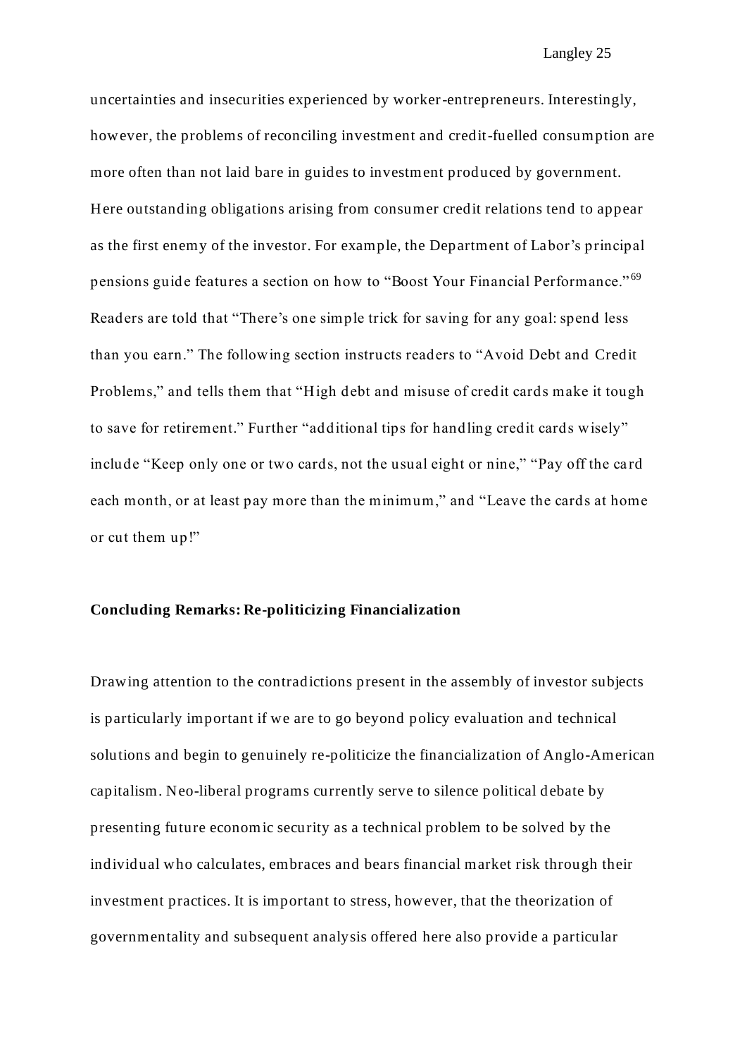uncertainties and insecurities experienced by worker-entrepreneurs. Interestingly, however, the problems of reconciling investment and credit-fuelled consumption are more often than not laid bare in guides to investment produced by government. Here outstanding obligations arising from consumer credit relations tend to appear as the first enemy of the investor. For example, the Department of Labor's principal pensions guide features a section on how to "Boost Your Financial Performance."[69] Readers are told that "There's one simple trick for saving for any goal: spend less than you earn." The following section instructs readers to "Avoid Debt and Credit Problems," and tells them that "High debt and misuse of credit cards make it tough to save for retirement." Further "additional tips for handling credit cards wisely" include "Keep only one or two cards, not the usual eight or nine," "Pay off the card each month, or at least pay more than the minimum," and "Leave the cards at home or cut them up!"

**Concluding Remarks: Re-politicizing Financialization**

Drawing attention to the contradictions present in the assembly of investor subjects is particularly important if we are to go beyond policy evaluation and technical solutions and begin to genuinely re-politicize the financialization of Anglo-American capitalism. Neo-liberal programs currently serve to silence political debate by presenting future economic security as a technical problem to be solved by the individual who calculates, embraces and bears financial market risk through their investment practices. It is important to stress, however, that the theorization of governmentality and subsequent analysis offered here also provide a particular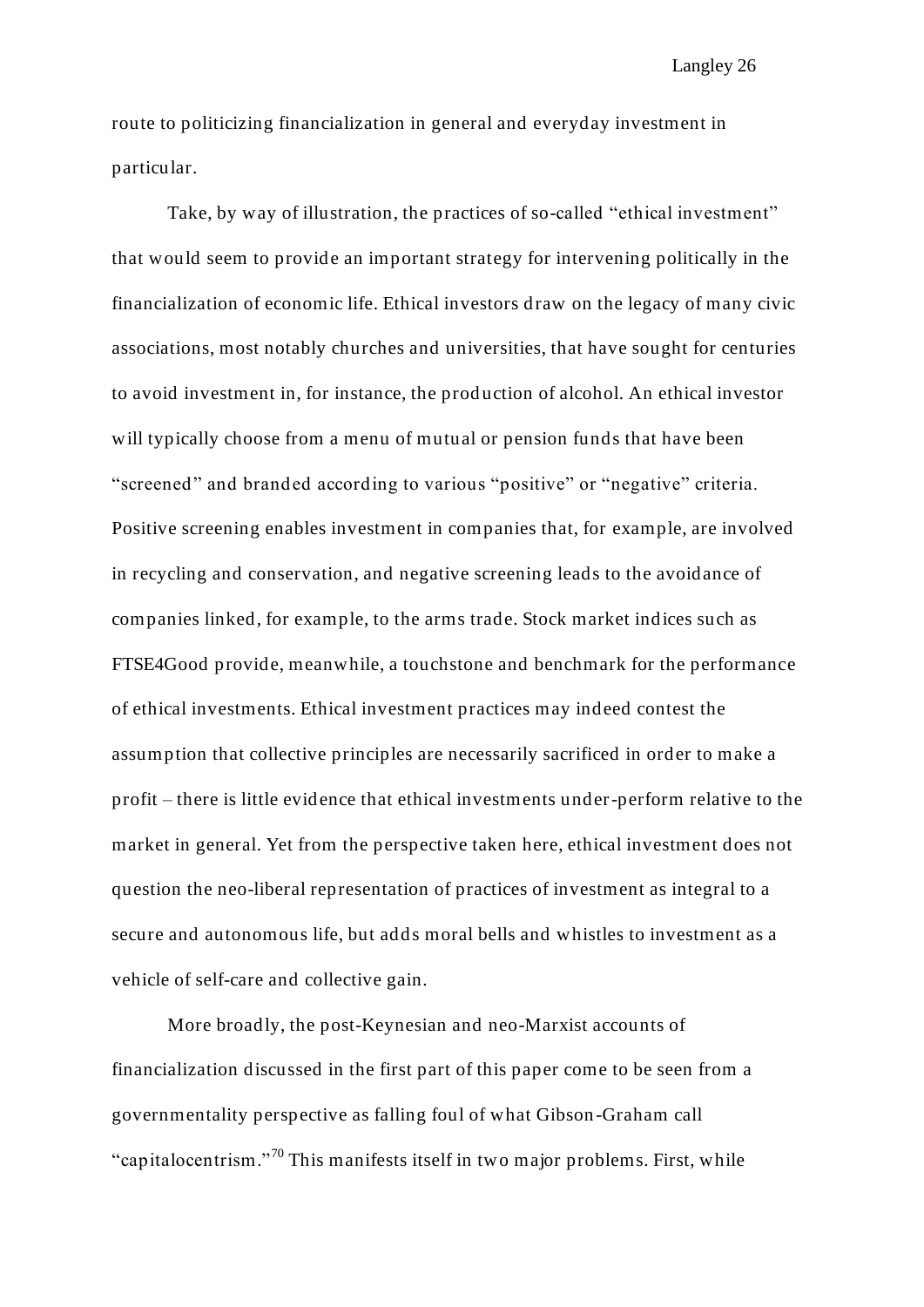route to politicizing financialization in general and everyday investment in particular.

Take, by way of illustration, the practices of so-called "ethical investment" that would seem to provide an important strategy for intervening politically in the financialization of economic life. Ethical investors draw on the legacy of many civic associations, most notably churches and universities, that have sought for centuries to avoid investment in, for instance, the production of alcohol. An ethical investor will typically choose from a menu of mutual or pension funds that have been "screened" and branded according to various "positive" or "negative" criteria. Positive screening enables investment in companies that, for example, are involved in recycling and conservation, and negative screening leads to the avoidance of companies linked, for example, to the arms trade. Stock market indices such as FTSE4Good provide, meanwhile, a touchstone and benchmark for the performance of ethical investments. Ethical investment practices may indeed contest the assumption that collective principles are necessarily sacrificed in order to make a profit – there is little evidence that ethical investments under-perform relative to the market in general. Yet from the perspective taken here, ethical investment does not question the neo-liberal representation of practices of investment as integral to a secure and autonomous life, but adds moral bells and whistles to investment as a vehicle of self-care and collective gain.

More broadly, the post-Keynesian and neo-Marxist accounts of financialization discussed in the first part of this paper come to be seen from a governmentality perspective as falling foul of what Gibson-Graham call "capitalocentrism."[70] This manifests itself in two major problems. First, while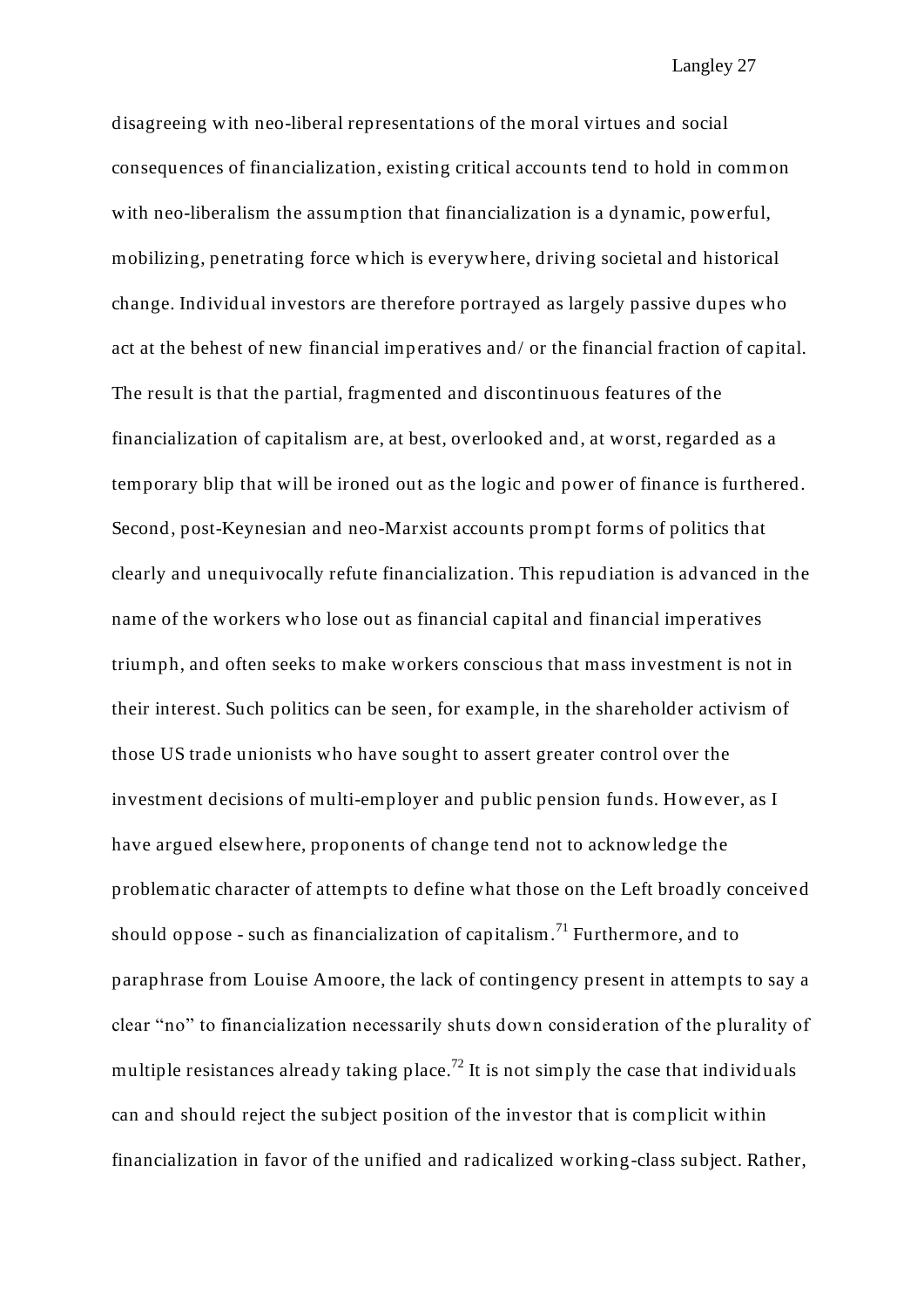disagreeing with neo-liberal representations of the moral virtues and social consequences of financialization, existing critical accounts tend to hold in common with neo-liberalism the assumption that financialization is a dynamic, powerful, mobilizing, penetrating force which is everywhere, driving societal and historical change. Individual investors are therefore portrayed as largely passive dupes who act at the behest of new financial imperatives and/ or the financial fraction of capital. The result is that the partial, fragmented and discontinuous features of the financialization of capitalism are, at best, overlooked and, at worst, regarded as a temporary blip that will be ironed out as the logic and power of finance is furthered. Second, post-Keynesian and neo-Marxist accounts prompt forms of politics that clearly and unequivocally refute financialization. This repudiation is advanced in the name of the workers who lose out as financial capital and financial imperatives triumph, and often seeks to make workers conscious that mass investment is not in their interest. Such politics can be seen, for example, in the shareholder activism of those US trade unionists who have sought to assert greater control over the investment decisions of multi-employer and public pension funds. However, as I have argued elsewhere, proponents of change tend not to acknowledge the problematic character of attempts to define what those on the Left broadly conceived should oppose - such as financialization of capitalism.[71] Furthermore, and to paraphrase from Louise Amoore, the lack of contingency present in attempts to say a clear "no" to financialization necessarily shuts down consideration of the plurality of multiple resistances already taking place.[72] It is not simply the case that individuals can and should reject the subject position of the investor that is complicit within financialization in favor of the unified and radicalized working-class subject. Rather,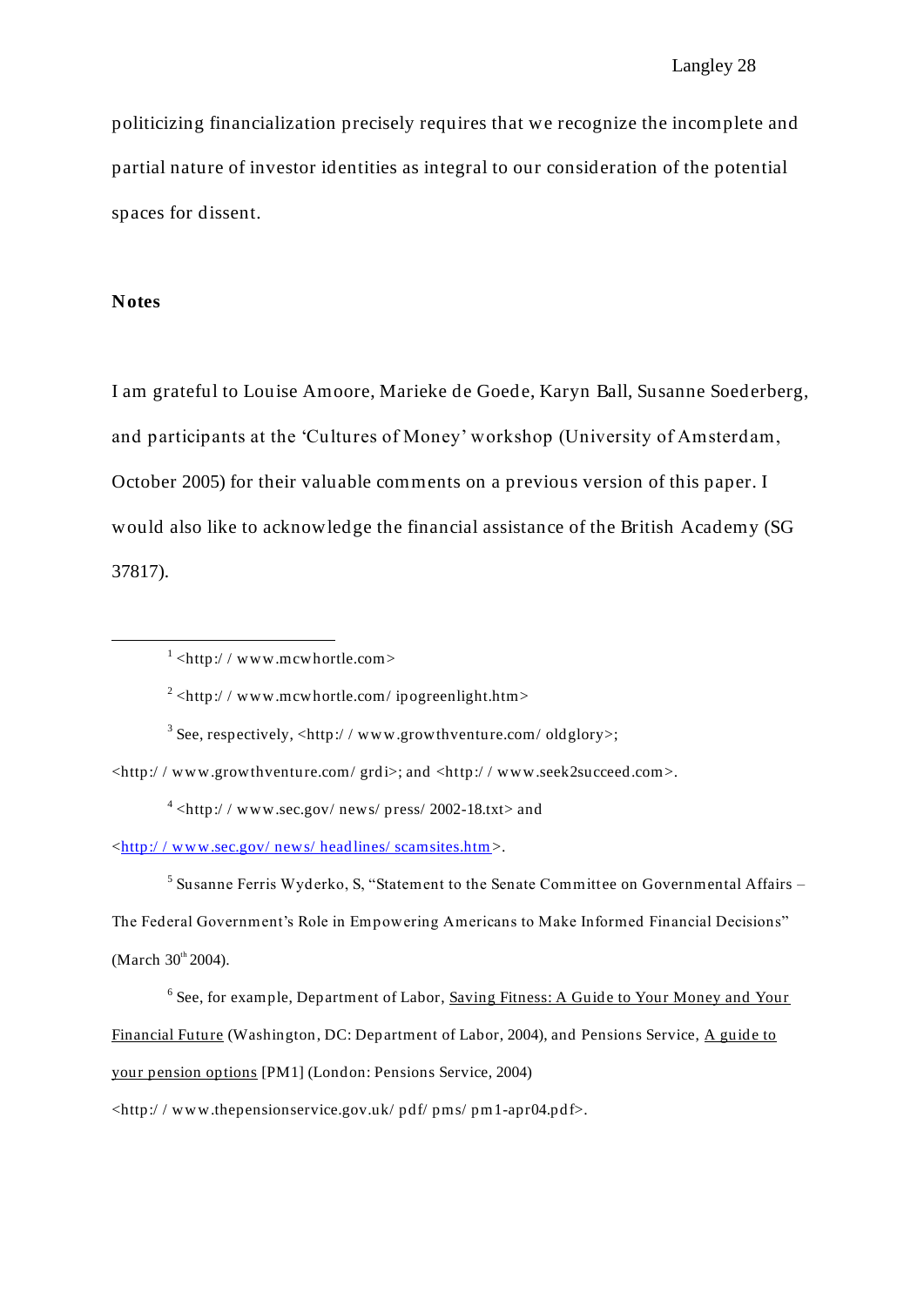politicizing financialization precisely requires that we recognize the incomplete and partial nature of investor identities as integral to our consideration of the potential spaces for dissent.

**Notes**

I am grateful to Louise Amoore, Marieke de Goede, Karyn Ball, Susanne Soederberg, and participants at the 'Cultures of Money' workshop (University of Amsterdam, October 2005) for their valuable comments on a previous version of this paper. I would also like to acknowledge the financial assistance of the British Academy (SG 37817).

---

[1] <http://www.mcwhortle.com>

[2] <http://www.mcwhortle.com/ipogreenlight.htm>

[3] See, respectively, <http://www.growthventure.com/oldglory>; <http://www.growthventure.com/grdi>; and <http://www.seek2succeed.com>.

[4] <http://www.sec.gov/news/press/2002-18.txt> and <http://www.sec.gov/news/headlines/scamsites.htm>.

[5] Susanne Ferris Wyderko, S, "Statement to the Senate Committee on Governmental Affairs – The Federal Government's Role in Empowering Americans to Make Informed Financial Decisions" (March 30th 2004).

[6] See, for example, Department of Labor, Saving Fitness: A Guide to Your Money and Your Financial Future (Washington, DC: Department of Labor, 2004), and Pensions Service, A guide to your pension options [PM1] (London: Pensions Service, 2004) <http://www.thepensionservice.gov.uk/pdf/pms/pm1-apr04.pdf>.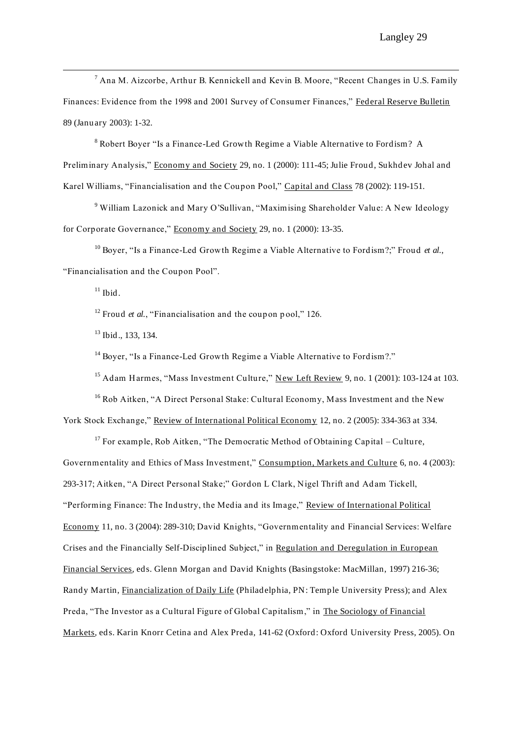[7] Ana M. Aizcorbe, Arthur B. Kennickell and Kevin B. Moore, "Recent Changes in U.S. Family Finances: Evidence from the 1998 and 2001 Survey of Consumer Finances," Federal Reserve Bulletin 89 (January 2003): 1-32.

[8] Robert Boyer "Is a Finance-Led Growth Regime a Viable Alternative to Fordism? A Preliminary Analysis," Economy and Society 29, no. 1 (2000): 111-45; Julie Froud, Sukhdev Johal and Karel Williams, "Financialisation and the Coupon Pool," Capital and Class 78 (2002): 119-151.

[9] William Lazonick and Mary O'Sullivan, "Maximising Shareholder Value: A New Ideology for Corporate Governance," Economy and Society 29, no. 1 (2000): 13-35.

[10] Boyer, "Is a Finance-Led Growth Regime a Viable Alternative to Fordism?;" Froud *et al.*, "Financialisation and the Coupon Pool".

[11] Ibid.

[12] Froud *et al.*, "Financialisation and the coupon pool," 126.

[13] Ibid., 133, 134.

[14] Boyer, "Is a Finance-Led Growth Regime a Viable Alternative to Fordism?."

[15] Adam Harmes, "Mass Investment Culture," New Left Review 9, no. 1 (2001): 103-124 at 103.

[16] Rob Aitken, "A Direct Personal Stake: Cultural Economy, Mass Investment and the New York Stock Exchange," Review of International Political Economy 12, no. 2 (2005): 334-363 at 334.

[17] For example, Rob Aitken, "The Democratic Method of Obtaining Capital – Culture, Governmentality and Ethics of Mass Investment," Consumption, Markets and Culture 6, no. 4 (2003): 293-317; Aitken, "A Direct Personal Stake;" Gordon L Clark, Nigel Thrift and Adam Tickell, "Performing Finance: The Industry, the Media and its Image," Review of International Political Economy 11, no. 3 (2004): 289-310; David Knights, "Governmentality and Financial Services: Welfare Crises and the Financially Self-Disciplined Subject," in Regulation and Deregulation in European Financial Services, eds. Glenn Morgan and David Knights (Basingstoke: MacMillan, 1997) 216-36; Randy Martin, Financialization of Daily Life (Philadelphia, PN: Temple University Press); and Alex Preda, "The Investor as a Cultural Figure of Global Capitalism," in The Sociology of Financial Markets, eds. Karin Knorr Cetina and Alex Preda, 141-62 (Oxford: Oxford University Press, 2005). On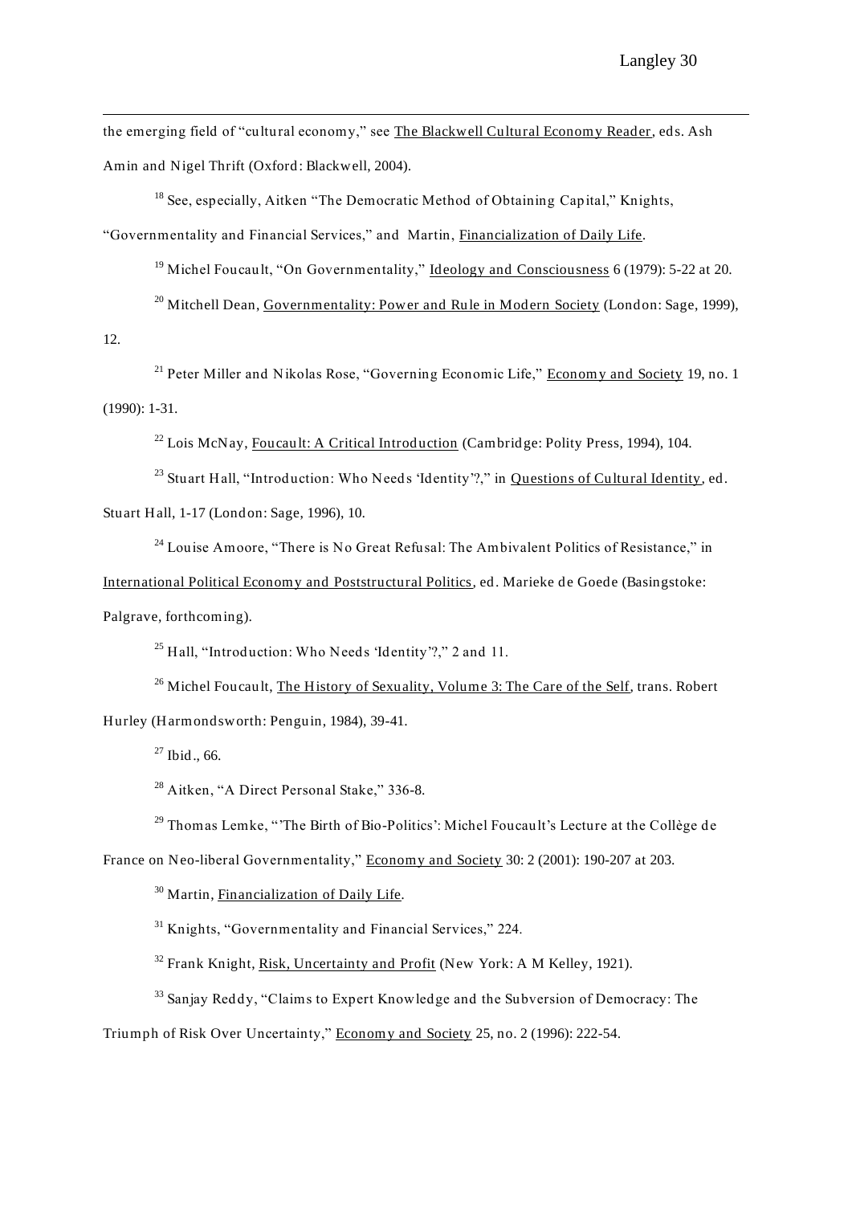the emerging field of "cultural economy," see The Blackwell Cultural Economy Reader, eds. Ash Amin and Nigel Thrift (Oxford: Blackwell, 2004).

[18] See, especially, Aitken "The Democratic Method of Obtaining Capital," Knights, "Governmentality and Financial Services," and Martin, Financialization of Daily Life.

[19] Michel Foucault, "On Governmentality," Ideology and Consciousness 6 (1979): 5-22 at 20.

[20] Mitchell Dean, Governmentality: Power and Rule in Modern Society (London: Sage, 1999), 12.

[21] Peter Miller and Nikolas Rose, "Governing Economic Life," Economy and Society 19, no. 1 (1990): 1-31.

[22] Lois McNay, Foucault: A Critical Introduction (Cambridge: Polity Press, 1994), 104.

[23] Stuart Hall, "Introduction: Who Needs 'Identity'?," in Questions of Cultural Identity, ed. Stuart Hall, 1-17 (London: Sage, 1996), 10.

[24] Louise Amoore, "There is No Great Refusal: The Ambivalent Politics of Resistance," in International Political Economy and Poststructural Politics, ed. Marieke de Goede (Basingstoke: Palgrave, forthcoming).

[25] Hall, "Introduction: Who Needs 'Identity'?," 2 and 11.

[26] Michel Foucault, The History of Sexuality, Volume 3: The Care of the Self, trans. Robert Hurley (Harmondsworth: Penguin, 1984), 39-41.

[27] Ibid., 66.

[28] Aitken, "A Direct Personal Stake," 336-8.

[29] Thomas Lemke, "'The Birth of Bio-Politics': Michel Foucault's Lecture at the Collège de France on Neo-liberal Governmentality," Economy and Society 30: 2 (2001): 190-207 at 203.

[30] Martin, Financialization of Daily Life.

[31] Knights, "Governmentality and Financial Services," 224.

[32] Frank Knight, Risk, Uncertainty and Profit (New York: A M Kelley, 1921).

[33] Sanjay Reddy, "Claims to Expert Knowledge and the Subversion of Democracy: The Triumph of Risk Over Uncertainty," Economy and Society 25, no. 2 (1996): 222-54.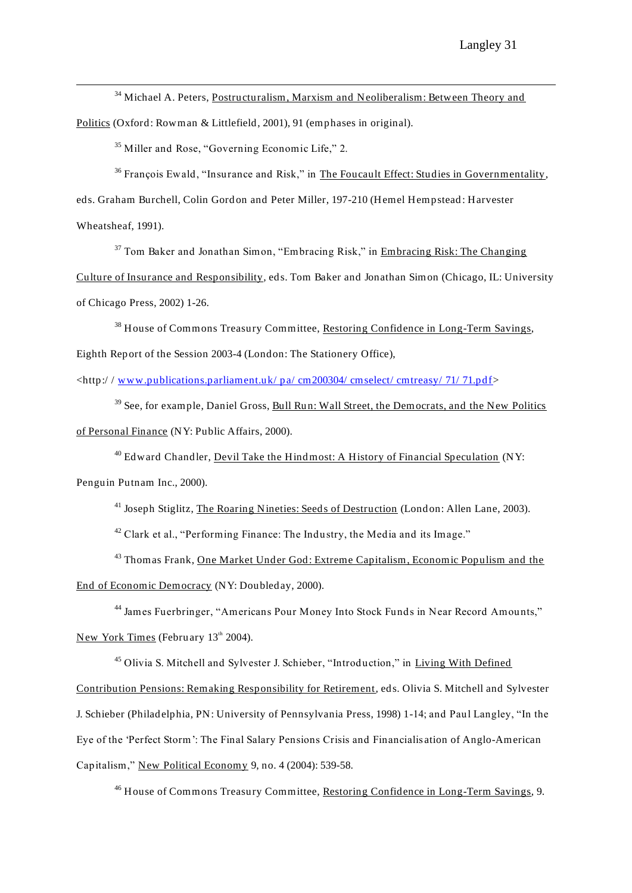[34] Michael A. Peters, Postructuralism, Marxism and Neoliberalism: Between Theory and Politics (Oxford: Rowman & Littlefield, 2001), 91 (emphases in original).

[35] Miller and Rose, "Governing Economic Life," 2.

[36] François Ewald, "Insurance and Risk," in The Foucault Effect: Studies in Governmentality, eds. Graham Burchell, Colin Gordon and Peter Miller, 197-210 (Hemel Hempstead: Harvester Wheatsheaf, 1991).

[37] Tom Baker and Jonathan Simon, "Embracing Risk," in Embracing Risk: The Changing Culture of Insurance and Responsibility, eds. Tom Baker and Jonathan Simon (Chicago, IL: University of Chicago Press, 2002) 1-26.

[38] House of Commons Treasury Committee, Restoring Confidence in Long-Term Savings, Eighth Report of the Session 2003-4 (London: The Stationery Office), <http://www.publications.parliament.uk/pa/cm200304/cmselect/cmtreasy/71/71.pdf>

[39] See, for example, Daniel Gross, Bull Run: Wall Street, the Democrats, and the New Politics of Personal Finance (NY: Public Affairs, 2000).

[40] Edward Chandler, Devil Take the Hindmost: A History of Financial Speculation (NY: Penguin Putnam Inc., 2000).

[41] Joseph Stiglitz, The Roaring Nineties: Seeds of Destruction (London: Allen Lane, 2003).

[42] Clark et al., "Performing Finance: The Industry, the Media and its Image."

[43] Thomas Frank, One Market Under God: Extreme Capitalism, Economic Populism and the End of Economic Democracy (NY: Doubleday, 2000).

[44] James Fuerbringer, "Americans Pour Money Into Stock Funds in Near Record Amounts," New York Times (February 13th 2004).

[45] Olivia S. Mitchell and Sylvester J. Schieber, "Introduction," in Living With Defined Contribution Pensions: Remaking Responsibility for Retirement, eds. Olivia S. Mitchell and Sylvester J. Schieber (Philadelphia, PN: University of Pennsylvania Press, 1998) 1-14; and Paul Langley, "In the Eye of the 'Perfect Storm': The Final Salary Pensions Crisis and Financialisation of Anglo-American Capitalism," New Political Economy 9, no. 4 (2004): 539-58.

[46] House of Commons Treasury Committee, Restoring Confidence in Long-Term Savings, 9.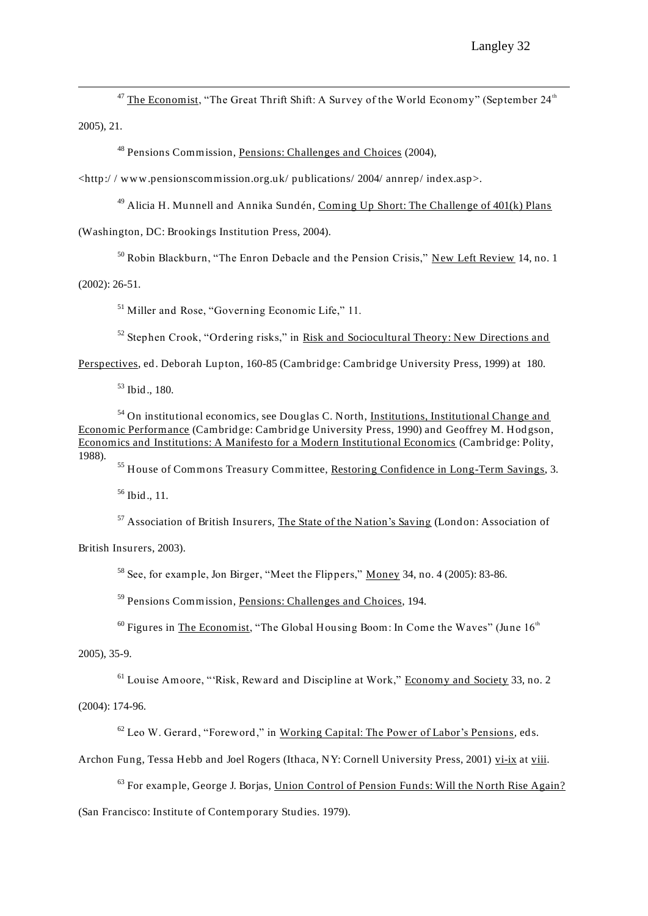[47] The Economist, "The Great Thrift Shift: A Survey of the World Economy" (September 24th 2005), 21.

[48] Pensions Commission, Pensions: Challenges and Choices (2004), <http:/ / www.pensionscommission.org.uk/ publications/ 2004/ annrep/ index.asp>.

[49] Alicia H. Munnell and Annika Sundén, Coming Up Short: The Challenge of 401(k) Plans (Washington, DC: Brookings Institution Press, 2004).

[50] Robin Blackburn, "The Enron Debacle and the Pension Crisis," New Left Review 14, no. 1 (2002): 26-51.

[51] Miller and Rose, "Governing Economic Life," 11.

[52] Stephen Crook, "Ordering risks," in Risk and Sociocultural Theory: New Directions and Perspectives, ed. Deborah Lupton, 160-85 (Cambridge: Cambridge University Press, 1999) at 180.

[53] Ibid., 180.

[54] On institutional economics, see Douglas C. North, Institutions, Institutional Change and Economic Performance (Cambridge: Cambridge University Press, 1990) and Geoffrey M. Hodgson, Economics and Institutions: A Manifesto for a Modern Institutional Economics (Cambridge: Polity, 1988).

[55] House of Commons Treasury Committee, Restoring Confidence in Long-Term Savings, 3.

[56] Ibid., 11.

[57] Association of British Insurers, The State of the Nation's Saving (London: Association of British Insurers, 2003).

[58] See, for example, Jon Birger, "Meet the Flippers," Money 34, no. 4 (2005): 83-86.

[59] Pensions Commission, Pensions: Challenges and Choices, 194.

[60] Figures in The Economist, "The Global Housing Boom: In Come the Waves" (June 16th 2005), 35-9.

[61] Louise Amoore, "'Risk, Reward and Discipline at Work," Economy and Society 33, no. 2 (2004): 174-96.

[62] Leo W. Gerard, "Foreword," in Working Capital: The Power of Labor's Pensions, eds. Archon Fung, Tessa Hebb and Joel Rogers (Ithaca, NY: Cornell University Press, 2001) vi-ix at viii.

[63] For example, George J. Borjas, Union Control of Pension Funds: Will the North Rise Again? (San Francisco: Institute of Contemporary Studies. 1979).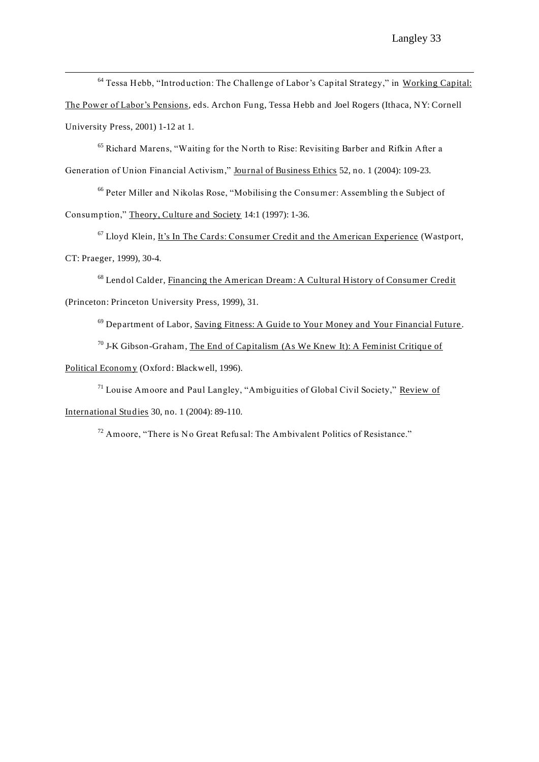[64] Tessa Hebb, "Introduction: The Challenge of Labor's Capital Strategy," in Working Capital: The Power of Labor's Pensions, eds. Archon Fung, Tessa Hebb and Joel Rogers (Ithaca, NY: Cornell University Press, 2001) 1-12 at 1.

[65] Richard Marens, "Waiting for the North to Rise: Revisiting Barber and Rifkin After a Generation of Union Financial Activism," Journal of Business Ethics 52, no. 1 (2004): 109-23.

[66] Peter Miller and Nikolas Rose, "Mobilising the Consumer: Assembling the Subject of Consumption," Theory, Culture and Society 14:1 (1997): 1-36.

[67] Lloyd Klein, It's In The Cards: Consumer Credit and the American Experience (Wastport, CT: Praeger, 1999), 30-4.

[68] Lendol Calder, Financing the American Dream: A Cultural History of Consumer Credit (Princeton: Princeton University Press, 1999), 31.

[69] Department of Labor, Saving Fitness: A Guide to Your Money and Your Financial Future.

[70] J-K Gibson-Graham, The End of Capitalism (As We Knew It): A Feminist Critique of Political Economy (Oxford: Blackwell, 1996).

[71] Louise Amoore and Paul Langley, "Ambiguities of Global Civil Society," Review of International Studies 30, no. 1 (2004): 89-110.

[72] Amoore, "There is No Great Refusal: The Ambivalent Politics of Resistance."